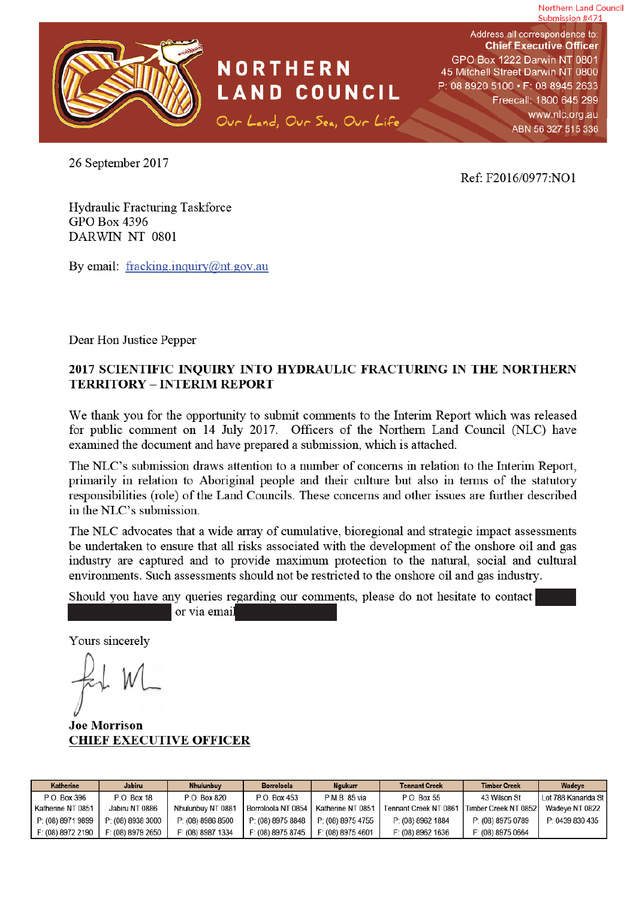Northern Land Council Submission #471

**NORTHERN LAND COUNCIL**

*Our Land, Our Sea, Our Life*

Address all correspondence to:
**Chief Executive Officer**
GPO Box 1222 Darwin NT 0801
45 Mitchell Street Darwin NT 0800
P: 08 8920 5100 • F: 08 8945 2633
Freecall: 1800 645 299
www.nlc.org.au
ABN 56 327 515 336

26 September 2017

Ref: F2016/0977:NO1

Hydraulic Fracturing Taskforce
GPO Box 4396
DARWIN NT 0801

By email: fracking.inquiry@nt.gov.au

Dear Hon Justice Pepper

**2017 SCIENTIFIC INQUIRY INTO HYDRAULIC FRACTURING IN THE NORTHERN TERRITORY – INTERIM REPORT**

We thank you for the opportunity to submit comments to the Interim Report which was released for public comment on 14 July 2017. Officers of the Northern Land Council (NLC) have examined the document and have prepared a submission, which is attached.

The NLC's submission draws attention to a number of concerns in relation to the Interim Report, primarily in relation to Aboriginal people and their culture but also in terms of the statutory responsibilities (role) of the Land Councils. These concerns and other issues are further described in the NLC's submission.

The NLC advocates that a wide array of cumulative, bioregional and strategic impact assessments be undertaken to ensure that all risks associated with the development of the onshore oil and gas industry are captured and to provide maximum protection to the natural, social and cultural environments. Such assessments should not be restricted to the onshore oil and gas industry.

Should you have any queries regarding our comments, please do not hesitate to contact [redacted] or via email [redacted]

Yours sincerely

**Joe Morrison**
**CHIEF EXECUTIVE OFFICER**

| Katherine | Jabiru | Nhulunbuy | Borroloola | Ngukurr | Tennant Creek | Timber Creek | Wadeye |
|---|---|---|---|---|---|---|---|
| P.O. Box 396 | P.O. Box 18 | P.O. Box 820 | P.O. Box 453 | P.M.B. 85 via | P.O. Box 55 | 43 Wilson St | Lot 788 Kanarida St |
| Katherine NT 0851 | Jabiru NT 0886 | Nhulunbuy NT 0881 | Borroloola NT 0854 | Katherine NT 0851 | Tennant Creek NT 0861 | Timber Creek NT 0852 | Wadeye NT 0822 |
| P: (08) 8971 9899 | P: (08) 8938 3000 | P: (08) 8986 8500 | P: (08) 8975 8848 | P: (08) 8975 4755 | P: (08) 8962 1884 | P: (08) 8975 0789 | P: 0439 830 435 |
| F: (08) 8972 2190 | F: (08) 8979 2650 | F: (08) 8987 1334 | F: (08) 8975 8745 | F: (08) 8975 4601 | F: (08) 8962 1636 | F: (08) 8975 0664 | |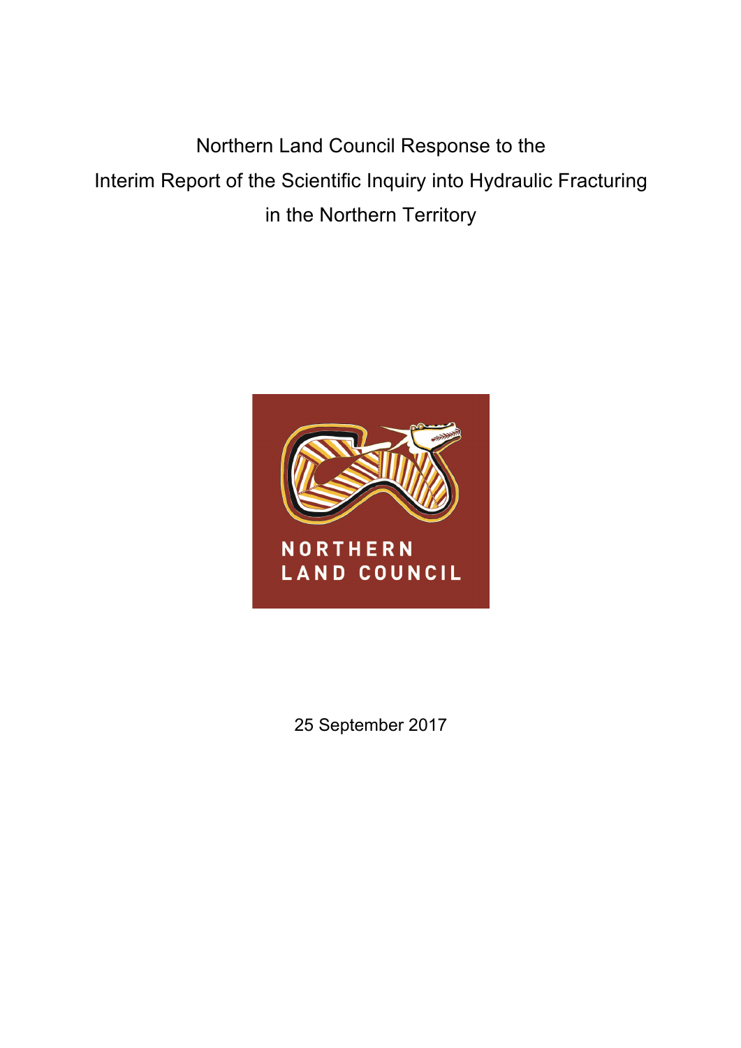Northern Land Council Response to the
Interim Report of the Scientific Inquiry into Hydraulic Fracturing
in the Northern Territory

NORTHERN
LAND COUNCIL

25 September 2017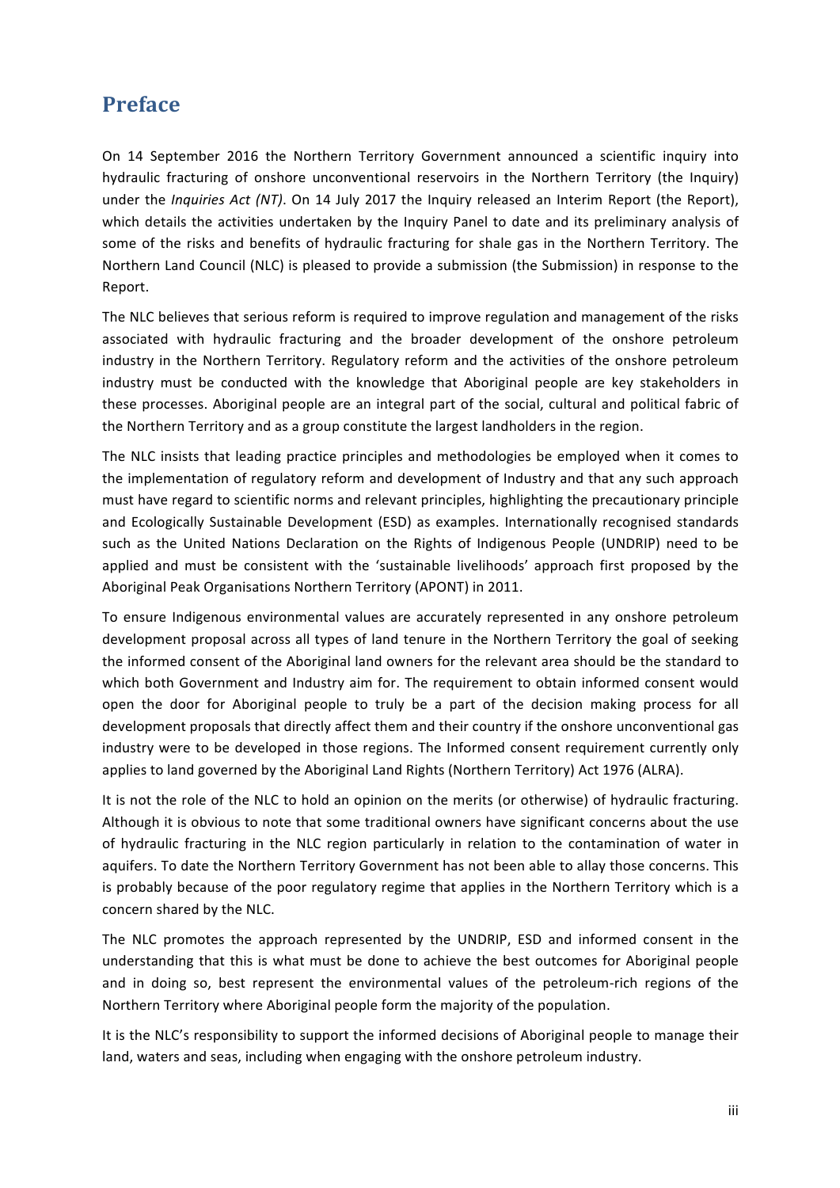# Preface

On 14 September 2016 the Northern Territory Government announced a scientific inquiry into hydraulic fracturing of onshore unconventional reservoirs in the Northern Territory (the Inquiry) under the *Inquiries Act (NT)*. On 14 July 2017 the Inquiry released an Interim Report (the Report), which details the activities undertaken by the Inquiry Panel to date and its preliminary analysis of some of the risks and benefits of hydraulic fracturing for shale gas in the Northern Territory. The Northern Land Council (NLC) is pleased to provide a submission (the Submission) in response to the Report.

The NLC believes that serious reform is required to improve regulation and management of the risks associated with hydraulic fracturing and the broader development of the onshore petroleum industry in the Northern Territory. Regulatory reform and the activities of the onshore petroleum industry must be conducted with the knowledge that Aboriginal people are key stakeholders in these processes. Aboriginal people are an integral part of the social, cultural and political fabric of the Northern Territory and as a group constitute the largest landholders in the region.

The NLC insists that leading practice principles and methodologies be employed when it comes to the implementation of regulatory reform and development of Industry and that any such approach must have regard to scientific norms and relevant principles, highlighting the precautionary principle and Ecologically Sustainable Development (ESD) as examples. Internationally recognised standards such as the United Nations Declaration on the Rights of Indigenous People (UNDRIP) need to be applied and must be consistent with the 'sustainable livelihoods' approach first proposed by the Aboriginal Peak Organisations Northern Territory (APONT) in 2011.

To ensure Indigenous environmental values are accurately represented in any onshore petroleum development proposal across all types of land tenure in the Northern Territory the goal of seeking the informed consent of the Aboriginal land owners for the relevant area should be the standard to which both Government and Industry aim for. The requirement to obtain informed consent would open the door for Aboriginal people to truly be a part of the decision making process for all development proposals that directly affect them and their country if the onshore unconventional gas industry were to be developed in those regions. The Informed consent requirement currently only applies to land governed by the Aboriginal Land Rights (Northern Territory) Act 1976 (ALRA).

It is not the role of the NLC to hold an opinion on the merits (or otherwise) of hydraulic fracturing. Although it is obvious to note that some traditional owners have significant concerns about the use of hydraulic fracturing in the NLC region particularly in relation to the contamination of water in aquifers. To date the Northern Territory Government has not been able to allay those concerns. This is probably because of the poor regulatory regime that applies in the Northern Territory which is a concern shared by the NLC.

The NLC promotes the approach represented by the UNDRIP, ESD and informed consent in the understanding that this is what must be done to achieve the best outcomes for Aboriginal people and in doing so, best represent the environmental values of the petroleum-rich regions of the Northern Territory where Aboriginal people form the majority of the population.

It is the NLC's responsibility to support the informed decisions of Aboriginal people to manage their land, waters and seas, including when engaging with the onshore petroleum industry.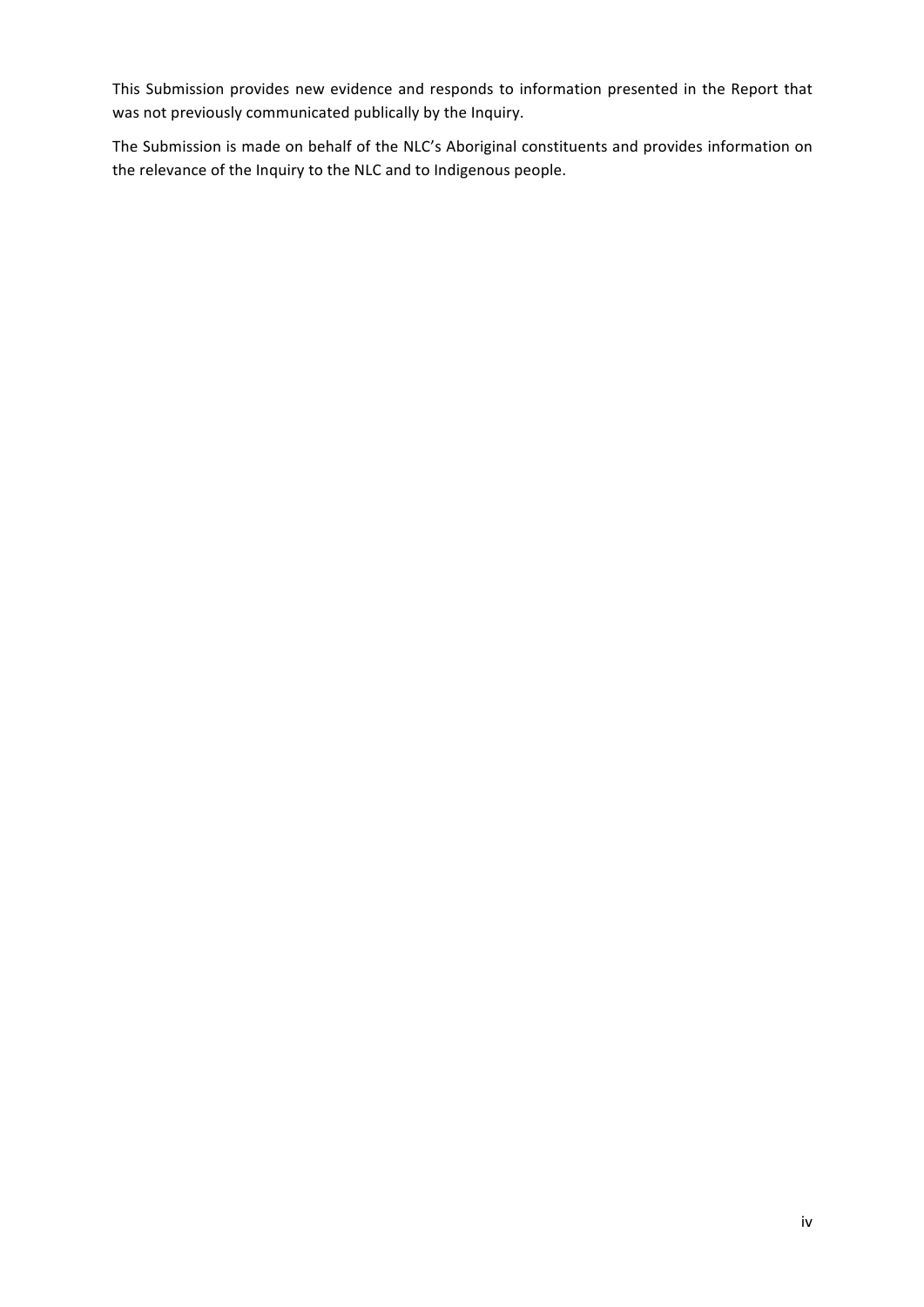This Submission provides new evidence and responds to information presented in the Report that was not previously communicated publically by the Inquiry.

The Submission is made on behalf of the NLC's Aboriginal constituents and provides information on the relevance of the Inquiry to the NLC and to Indigenous people.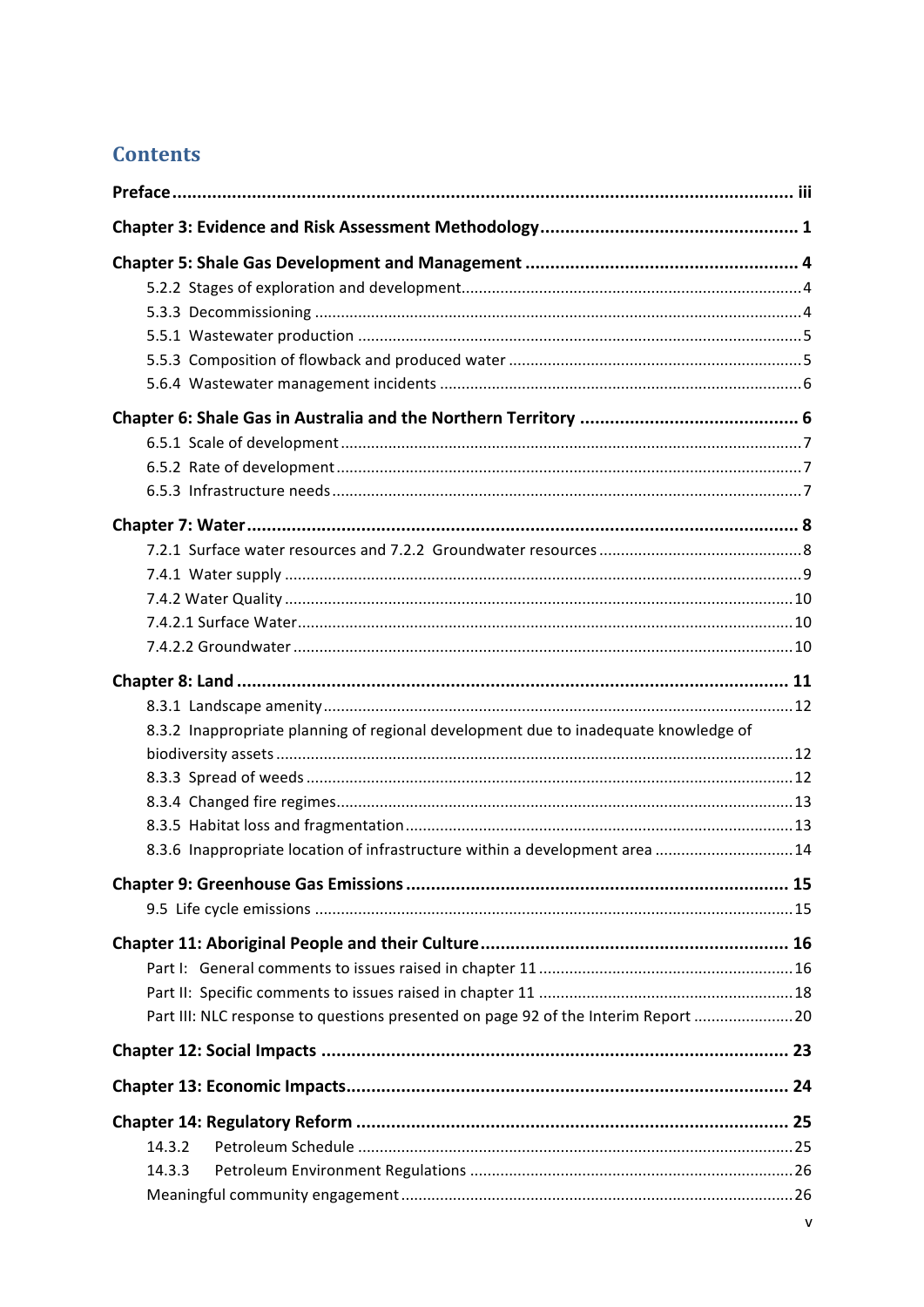# Contents

**Preface** ........................................................................................................... iii

**Chapter 3: Evidence and Risk Assessment Methodology** .................................................. 1

**Chapter 5: Shale Gas Development and Management** ..................................................... 4

- 5.2.2 Stages of exploration and development ........................................................... 4
- 5.3.3 Decommissioning ............................................................................................. 4
- 5.5.1 Wastewater production ..................................................................................... 5
- 5.5.3 Composition of flowback and produced water .................................................. 5
- 5.6.4 Wastewater management incidents ................................................................... 6

**Chapter 6: Shale Gas in Australia and the Northern Territory** ........................................ 6

- 6.5.1 Scale of development ........................................................................................ 7
- 6.5.2 Rate of development ......................................................................................... 7
- 6.5.3 Infrastructure needs .......................................................................................... 7

**Chapter 7: Water** ................................................................................................................ 8

- 7.2.1 Surface water resources and 7.2.2 Groundwater resources ............................... 8
- 7.4.1 Water supply ...................................................................................................... 9
- 7.4.2 Water Quality ..................................................................................................... 10
- 7.4.2.1 Surface Water .................................................................................................. 10
- 7.4.2.2 Groundwater .................................................................................................... 10

**Chapter 8: Land** .................................................................................................................. 11

- 8.3.1 Landscape amenity ............................................................................................. 12
- 8.3.2 Inappropriate planning of regional development due to inadequate knowledge of biodiversity assets ........................................................................................................ 12
- 8.3.3 Spread of weeds ................................................................................................. 12
- 8.3.4 Changed fire regimes .......................................................................................... 13
- 8.3.5 Habitat loss and fragmentation .......................................................................... 13
- 8.3.6 Inappropriate location of infrastructure within a development area ................... 14

**Chapter 9: Greenhouse Gas Emissions** ................................................................................ 15

- 9.5 Life cycle emissions ................................................................................................ 15

**Chapter 11: Aboriginal People and their Culture** .................................................................. 16

- Part I: General comments to issues raised in chapter 11 ........................................... 16
- Part II: Specific comments to issues raised in chapter 11 .......................................... 18
- Part III: NLC response to questions presented on page 92 of the Interim Report ....... 20

**Chapter 12: Social Impacts** ................................................................................................. 23

**Chapter 13: Economic Impacts** ............................................................................................ 24

**Chapter 14: Regulatory Reform** ........................................................................................... 25

- 14.3.2 Petroleum Schedule ......................................................................................... 25
- 14.3.3 Petroleum Environment Regulations ................................................................ 26
- Meaningful community engagement ....................................................................... 26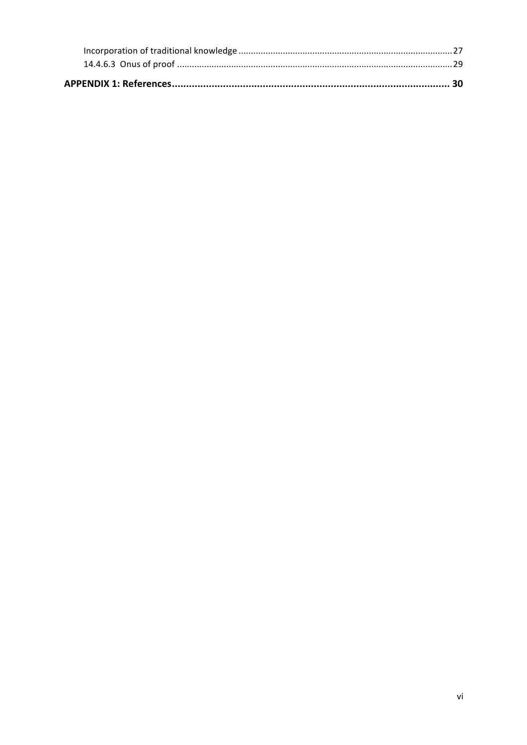Incorporation of traditional knowledge ........................................................................................ 27
14.4.6.3 Onus of proof ................................................................................................................ 29

**APPENDIX 1: References .................................................................................................. 30**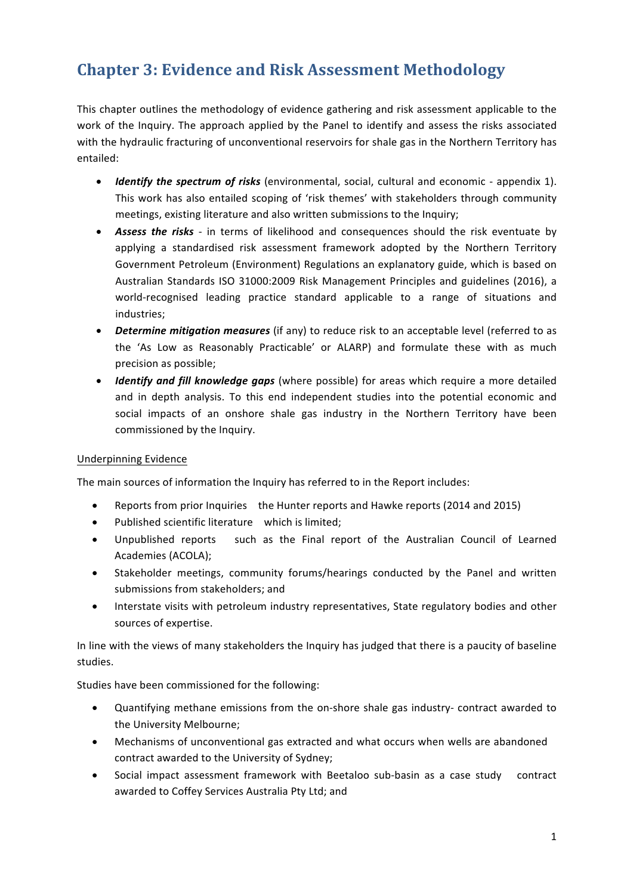# Chapter 3: Evidence and Risk Assessment Methodology

This chapter outlines the methodology of evidence gathering and risk assessment applicable to the work of the Inquiry. The approach applied by the Panel to identify and assess the risks associated with the hydraulic fracturing of unconventional reservoirs for shale gas in the Northern Territory has entailed:

- ***Identify the spectrum of risks*** (environmental, social, cultural and economic - appendix 1). This work has also entailed scoping of 'risk themes' with stakeholders through community meetings, existing literature and also written submissions to the Inquiry;
- ***Assess the risks*** - in terms of likelihood and consequences should the risk eventuate by applying a standardised risk assessment framework adopted by the Northern Territory Government Petroleum (Environment) Regulations an explanatory guide, which is based on Australian Standards ISO 31000:2009 Risk Management Principles and guidelines (2016), a world-recognised leading practice standard applicable to a range of situations and industries;
- ***Determine mitigation measures*** (if any) to reduce risk to an acceptable level (referred to as the 'As Low as Reasonably Practicable' or ALARP) and formulate these with as much precision as possible;
- ***Identify and fill knowledge gaps*** (where possible) for areas which require a more detailed and in depth analysis. To this end independent studies into the potential economic and social impacts of an onshore shale gas industry in the Northern Territory have been commissioned by the Inquiry.

Underpinning Evidence

The main sources of information the Inquiry has referred to in the Report includes:

- Reports from prior Inquiries  the Hunter reports and Hawke reports (2014 and 2015)
- Published scientific literature  which is limited;
- Unpublished reports  such as the Final report of the Australian Council of Learned Academies (ACOLA);
- Stakeholder meetings, community forums/hearings conducted by the Panel and written submissions from stakeholders; and
- Interstate visits with petroleum industry representatives, State regulatory bodies and other sources of expertise.

In line with the views of many stakeholders the Inquiry has judged that there is a paucity of baseline studies.

Studies have been commissioned for the following:

- Quantifying methane emissions from the on-shore shale gas industry- contract awarded to the University Melbourne;
- Mechanisms of unconventional gas extracted and what occurs when wells are abandoned contract awarded to the University of Sydney;
- Social impact assessment framework with Beetaloo sub-basin as a case study  contract awarded to Coffey Services Australia Pty Ltd; and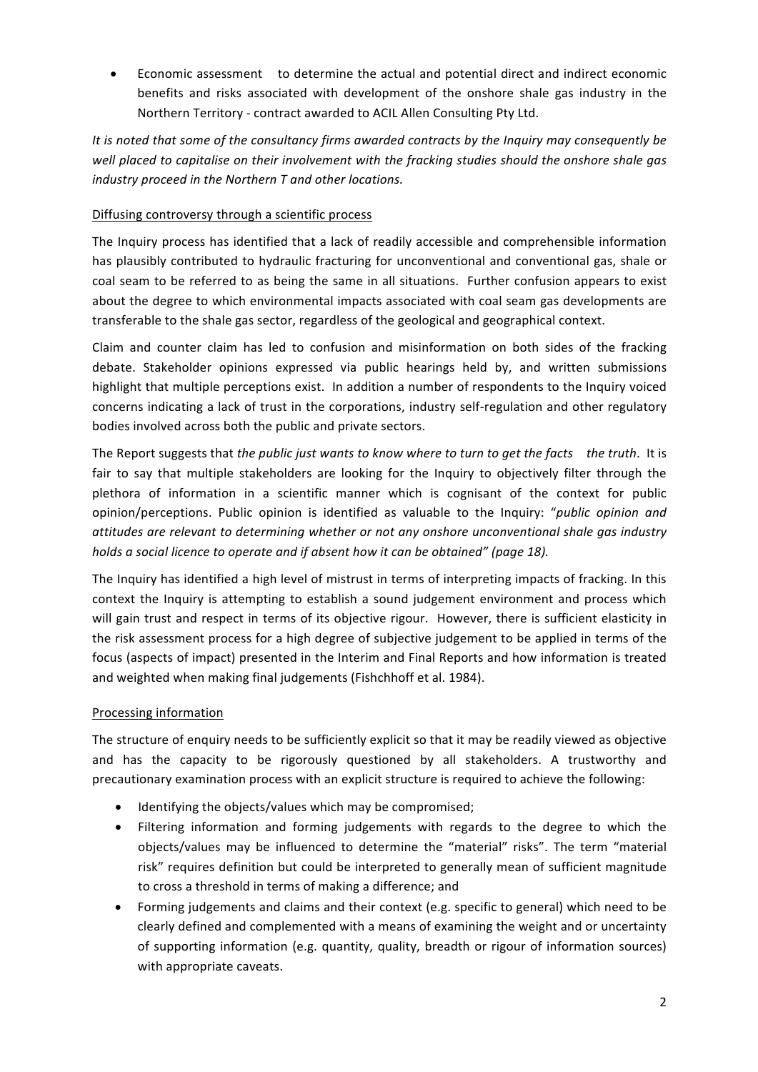- Economic assessment    to determine the actual and potential direct and indirect economic benefits and risks associated with development of the onshore shale gas industry in the Northern Territory - contract awarded to ACIL Allen Consulting Pty Ltd.

*It is noted that some of the consultancy firms awarded contracts by the Inquiry may consequently be well placed to capitalise on their involvement with the fracking studies should the onshore shale gas industry proceed in the Northern T and other locations.*

<u>Diffusing controversy through a scientific process</u>

The Inquiry process has identified that a lack of readily accessible and comprehensible information has plausibly contributed to hydraulic fracturing for unconventional and conventional gas, shale or coal seam to be referred to as being the same in all situations. Further confusion appears to exist about the degree to which environmental impacts associated with coal seam gas developments are transferable to the shale gas sector, regardless of the geological and geographical context.

Claim and counter claim has led to confusion and misinformation on both sides of the fracking debate. Stakeholder opinions expressed via public hearings held by, and written submissions highlight that multiple perceptions exist. In addition a number of respondents to the Inquiry voiced concerns indicating a lack of trust in the corporations, industry self-regulation and other regulatory bodies involved across both the public and private sectors.

The Report suggests that *the public just wants to know where to turn to get the facts    the truth*. It is fair to say that multiple stakeholders are looking for the Inquiry to objectively filter through the plethora of information in a scientific manner which is cognisant of the context for public opinion/perceptions. Public opinion is identified as valuable to the Inquiry: "*public opinion and attitudes are relevant to determining whether or not any onshore unconventional shale gas industry holds a social licence to operate and if absent how it can be obtained" (page 18).*

The Inquiry has identified a high level of mistrust in terms of interpreting impacts of fracking. In this context the Inquiry is attempting to establish a sound judgement environment and process which will gain trust and respect in terms of its objective rigour. However, there is sufficient elasticity in the risk assessment process for a high degree of subjective judgement to be applied in terms of the focus (aspects of impact) presented in the Interim and Final Reports and how information is treated and weighted when making final judgements (Fishchhoff et al. 1984).

<u>Processing information</u>

The structure of enquiry needs to be sufficiently explicit so that it may be readily viewed as objective and has the capacity to be rigorously questioned by all stakeholders. A trustworthy and precautionary examination process with an explicit structure is required to achieve the following:

- Identifying the objects/values which may be compromised;
- Filtering information and forming judgements with regards to the degree to which the objects/values may be influenced to determine the "material" risks". The term "material risk" requires definition but could be interpreted to generally mean of sufficient magnitude to cross a threshold in terms of making a difference; and
- Forming judgements and claims and their context (e.g. specific to general) which need to be clearly defined and complemented with a means of examining the weight and or uncertainty of supporting information (e.g. quantity, quality, breadth or rigour of information sources) with appropriate caveats.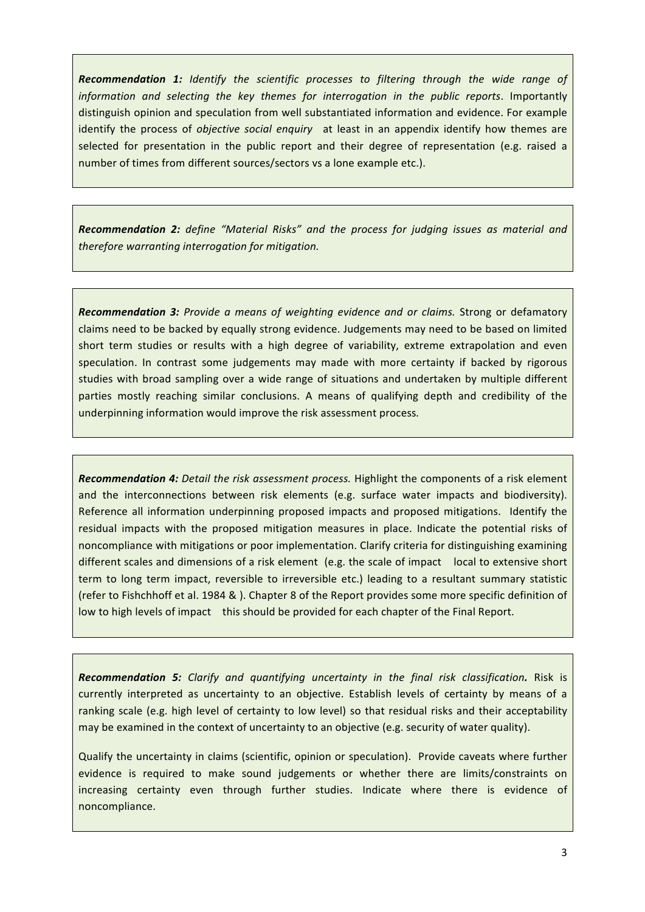***Recommendation 1:*** *Identify the scientific processes to filtering through the wide range of information and selecting the key themes for interrogation in the public reports*. Importantly distinguish opinion and speculation from well substantiated information and evidence. For example identify the process of *objective social enquiry* at least in an appendix identify how themes are selected for presentation in the public report and their degree of representation (e.g. raised a number of times from different sources/sectors vs a lone example etc.).

***Recommendation 2:*** *define "Material Risks" and the process for judging issues as material and therefore warranting interrogation for mitigation.*

***Recommendation 3:*** *Provide a means of weighting evidence and or claims.* Strong or defamatory claims need to be backed by equally strong evidence. Judgements may need to be based on limited short term studies or results with a high degree of variability, extreme extrapolation and even speculation. In contrast some judgements may made with more certainty if backed by rigorous studies with broad sampling over a wide range of situations and undertaken by multiple different parties mostly reaching similar conclusions. A means of qualifying depth and credibility of the underpinning information would improve the risk assessment process.

***Recommendation 4:*** *Detail the risk assessment process.* Highlight the components of a risk element and the interconnections between risk elements (e.g. surface water impacts and biodiversity). Reference all information underpinning proposed impacts and proposed mitigations. Identify the residual impacts with the proposed mitigation measures in place. Indicate the potential risks of noncompliance with mitigations or poor implementation. Clarify criteria for distinguishing examining different scales and dimensions of a risk element (e.g. the scale of impact local to extensive short term to long term impact, reversible to irreversible etc.) leading to a resultant summary statistic (refer to Fishchhoff et al. 1984 & ). Chapter 8 of the Report provides some more specific definition of low to high levels of impact this should be provided for each chapter of the Final Report.

***Recommendation 5:*** ***Clarify and quantifying uncertainty in the final risk classification.*** Risk is currently interpreted as uncertainty to an objective. Establish levels of certainty by means of a ranking scale (e.g. high level of certainty to low level) so that residual risks and their acceptability may be examined in the context of uncertainty to an objective (e.g. security of water quality).

Qualify the uncertainty in claims (scientific, opinion or speculation). Provide caveats where further evidence is required to make sound judgements or whether there are limits/constraints on increasing certainty even through further studies. Indicate where there is evidence of noncompliance.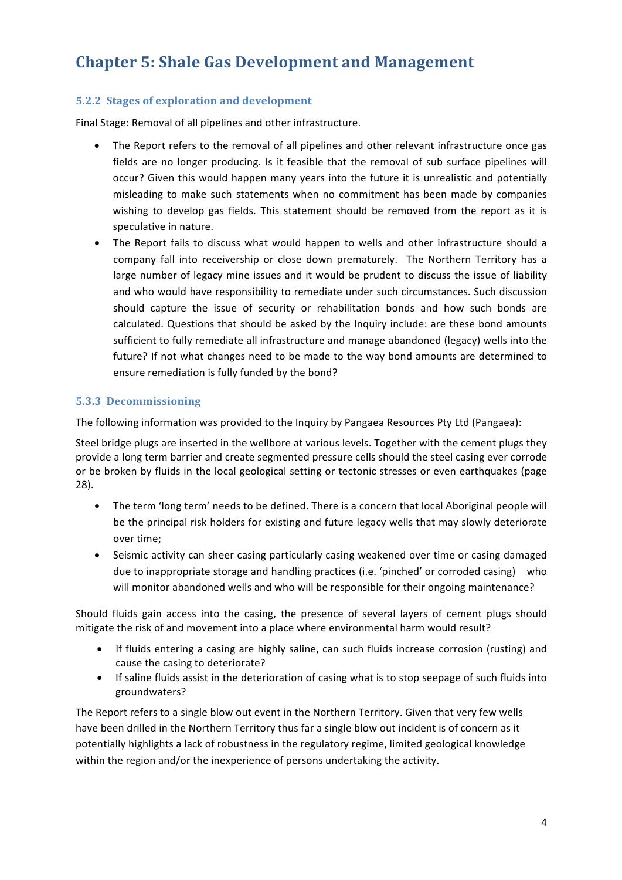# Chapter 5: Shale Gas Development and Management

### 5.2.2 Stages of exploration and development

Final Stage: Removal of all pipelines and other infrastructure.

- The Report refers to the removal of all pipelines and other relevant infrastructure once gas fields are no longer producing. Is it feasible that the removal of sub surface pipelines will occur? Given this would happen many years into the future it is unrealistic and potentially misleading to make such statements when no commitment has been made by companies wishing to develop gas fields. This statement should be removed from the report as it is speculative in nature.
- The Report fails to discuss what would happen to wells and other infrastructure should a company fall into receivership or close down prematurely. The Northern Territory has a large number of legacy mine issues and it would be prudent to discuss the issue of liability and who would have responsibility to remediate under such circumstances. Such discussion should capture the issue of security or rehabilitation bonds and how such bonds are calculated. Questions that should be asked by the Inquiry include: are these bond amounts sufficient to fully remediate all infrastructure and manage abandoned (legacy) wells into the future? If not what changes need to be made to the way bond amounts are determined to ensure remediation is fully funded by the bond?

### 5.3.3 Decommissioning

The following information was provided to the Inquiry by Pangaea Resources Pty Ltd (Pangaea):

Steel bridge plugs are inserted in the wellbore at various levels. Together with the cement plugs they provide a long term barrier and create segmented pressure cells should the steel casing ever corrode or be broken by fluids in the local geological setting or tectonic stresses or even earthquakes (page 28).

- The term 'long term' needs to be defined. There is a concern that local Aboriginal people will be the principal risk holders for existing and future legacy wells that may slowly deteriorate over time;
- Seismic activity can sheer casing particularly casing weakened over time or casing damaged due to inappropriate storage and handling practices (i.e. 'pinched' or corroded casing) who will monitor abandoned wells and who will be responsible for their ongoing maintenance?

Should fluids gain access into the casing, the presence of several layers of cement plugs should mitigate the risk of and movement into a place where environmental harm would result?

- If fluids entering a casing are highly saline, can such fluids increase corrosion (rusting) and cause the casing to deteriorate?
- If saline fluids assist in the deterioration of casing what is to stop seepage of such fluids into groundwaters?

The Report refers to a single blow out event in the Northern Territory. Given that very few wells have been drilled in the Northern Territory thus far a single blow out incident is of concern as it potentially highlights a lack of robustness in the regulatory regime, limited geological knowledge within the region and/or the inexperience of persons undertaking the activity.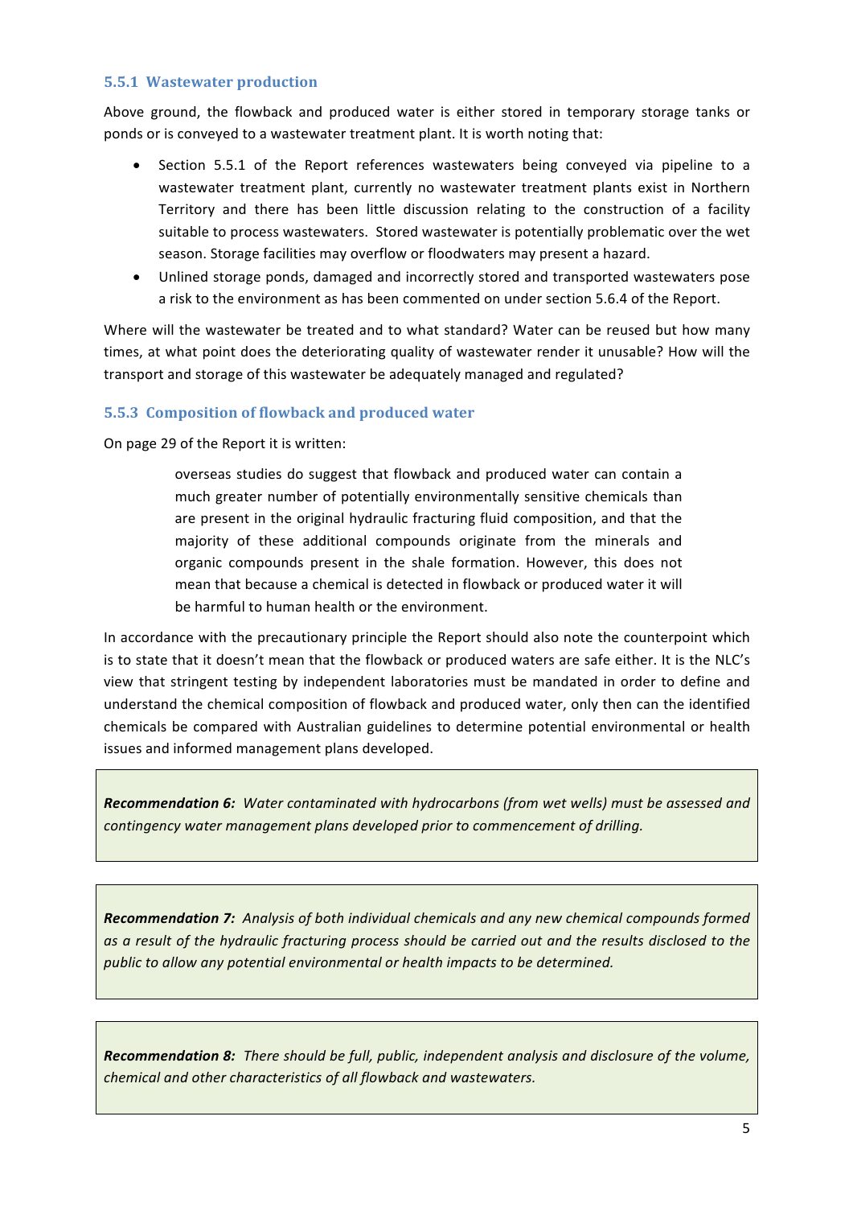### 5.5.1 Wastewater production

Above ground, the flowback and produced water is either stored in temporary storage tanks or ponds or is conveyed to a wastewater treatment plant. It is worth noting that:

- Section 5.5.1 of the Report references wastewaters being conveyed via pipeline to a wastewater treatment plant, currently no wastewater treatment plants exist in Northern Territory and there has been little discussion relating to the construction of a facility suitable to process wastewaters. Stored wastewater is potentially problematic over the wet season. Storage facilities may overflow or floodwaters may present a hazard.
- Unlined storage ponds, damaged and incorrectly stored and transported wastewaters pose a risk to the environment as has been commented on under section 5.6.4 of the Report.

Where will the wastewater be treated and to what standard? Water can be reused but how many times, at what point does the deteriorating quality of wastewater render it unusable? How will the transport and storage of this wastewater be adequately managed and regulated?

### 5.5.3 Composition of flowback and produced water

On page 29 of the Report it is written:

> overseas studies do suggest that flowback and produced water can contain a much greater number of potentially environmentally sensitive chemicals than are present in the original hydraulic fracturing fluid composition, and that the majority of these additional compounds originate from the minerals and organic compounds present in the shale formation. However, this does not mean that because a chemical is detected in flowback or produced water it will be harmful to human health or the environment.

In accordance with the precautionary principle the Report should also note the counterpoint which is to state that it doesn't mean that the flowback or produced waters are safe either. It is the NLC's view that stringent testing by independent laboratories must be mandated in order to define and understand the chemical composition of flowback and produced water, only then can the identified chemicals be compared with Australian guidelines to determine potential environmental or health issues and informed management plans developed.

> ***Recommendation 6:*** *Water contaminated with hydrocarbons (from wet wells) must be assessed and contingency water management plans developed prior to commencement of drilling.*

> ***Recommendation 7:*** *Analysis of both individual chemicals and any new chemical compounds formed as a result of the hydraulic fracturing process should be carried out and the results disclosed to the public to allow any potential environmental or health impacts to be determined.*

> ***Recommendation 8:*** *There should be full, public, independent analysis and disclosure of the volume, chemical and other characteristics of all flowback and wastewaters.*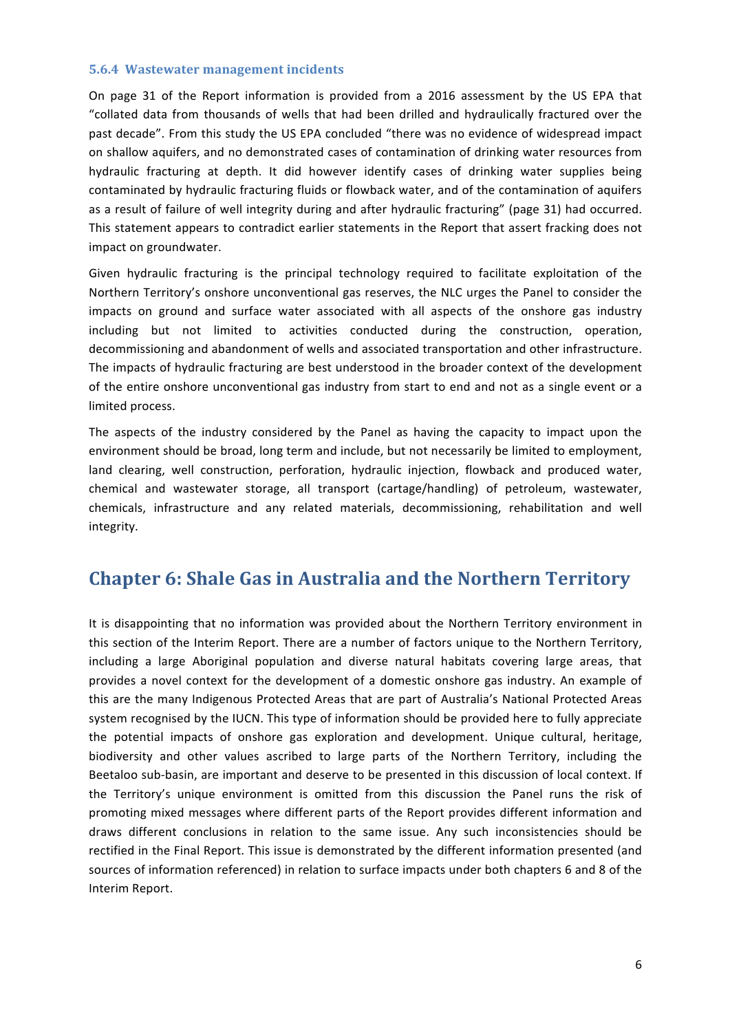### 5.6.4 Wastewater management incidents

On page 31 of the Report information is provided from a 2016 assessment by the US EPA that "collated data from thousands of wells that had been drilled and hydraulically fractured over the past decade". From this study the US EPA concluded "there was no evidence of widespread impact on shallow aquifers, and no demonstrated cases of contamination of drinking water resources from hydraulic fracturing at depth. It did however identify cases of drinking water supplies being contaminated by hydraulic fracturing fluids or flowback water, and of the contamination of aquifers as a result of failure of well integrity during and after hydraulic fracturing" (page 31) had occurred. This statement appears to contradict earlier statements in the Report that assert fracking does not impact on groundwater.

Given hydraulic fracturing is the principal technology required to facilitate exploitation of the Northern Territory's onshore unconventional gas reserves, the NLC urges the Panel to consider the impacts on ground and surface water associated with all aspects of the onshore gas industry including but not limited to activities conducted during the construction, operation, decommissioning and abandonment of wells and associated transportation and other infrastructure. The impacts of hydraulic fracturing are best understood in the broader context of the development of the entire onshore unconventional gas industry from start to end and not as a single event or a limited process.

The aspects of the industry considered by the Panel as having the capacity to impact upon the environment should be broad, long term and include, but not necessarily be limited to employment, land clearing, well construction, perforation, hydraulic injection, flowback and produced water, chemical and wastewater storage, all transport (cartage/handling) of petroleum, wastewater, chemicals, infrastructure and any related materials, decommissioning, rehabilitation and well integrity.

## Chapter 6: Shale Gas in Australia and the Northern Territory

It is disappointing that no information was provided about the Northern Territory environment in this section of the Interim Report. There are a number of factors unique to the Northern Territory, including a large Aboriginal population and diverse natural habitats covering large areas, that provides a novel context for the development of a domestic onshore gas industry. An example of this are the many Indigenous Protected Areas that are part of Australia's National Protected Areas system recognised by the IUCN. This type of information should be provided here to fully appreciate the potential impacts of onshore gas exploration and development. Unique cultural, heritage, biodiversity and other values ascribed to large parts of the Northern Territory, including the Beetaloo sub-basin, are important and deserve to be presented in this discussion of local context. If the Territory's unique environment is omitted from this discussion the Panel runs the risk of promoting mixed messages where different parts of the Report provides different information and draws different conclusions in relation to the same issue. Any such inconsistencies should be rectified in the Final Report. This issue is demonstrated by the different information presented (and sources of information referenced) in relation to surface impacts under both chapters 6 and 8 of the Interim Report.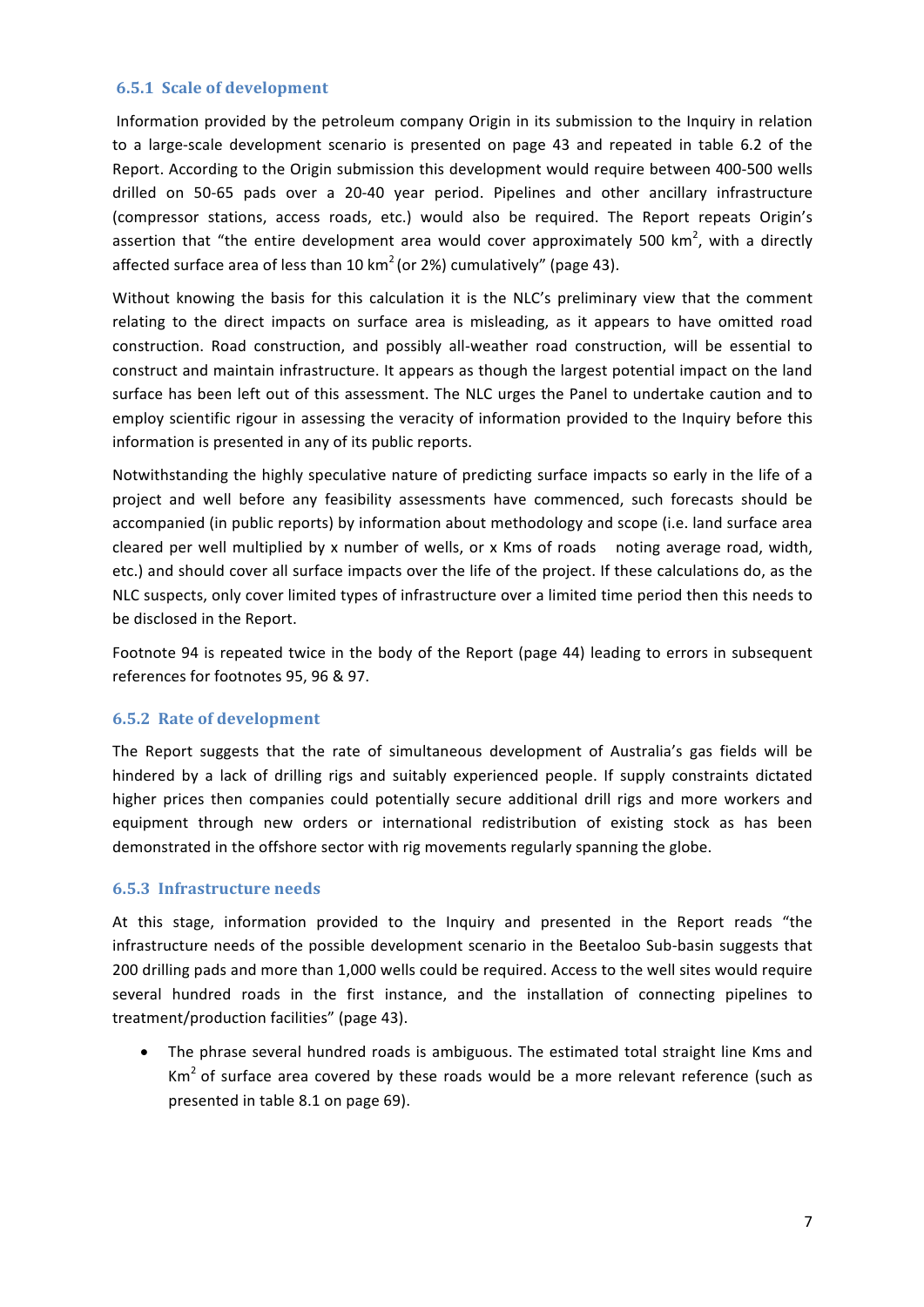### 6.5.1 Scale of development

Information provided by the petroleum company Origin in its submission to the Inquiry in relation to a large-scale development scenario is presented on page 43 and repeated in table 6.2 of the Report. According to the Origin submission this development would require between 400-500 wells drilled on 50-65 pads over a 20-40 year period. Pipelines and other ancillary infrastructure (compressor stations, access roads, etc.) would also be required. The Report repeats Origin's assertion that "the entire development area would cover approximately 500 km$^2$, with a directly affected surface area of less than 10 km$^2$ (or 2%) cumulatively" (page 43).

Without knowing the basis for this calculation it is the NLC's preliminary view that the comment relating to the direct impacts on surface area is misleading, as it appears to have omitted road construction. Road construction, and possibly all-weather road construction, will be essential to construct and maintain infrastructure. It appears as though the largest potential impact on the land surface has been left out of this assessment. The NLC urges the Panel to undertake caution and to employ scientific rigour in assessing the veracity of information provided to the Inquiry before this information is presented in any of its public reports.

Notwithstanding the highly speculative nature of predicting surface impacts so early in the life of a project and well before any feasibility assessments have commenced, such forecasts should be accompanied (in public reports) by information about methodology and scope (i.e. land surface area cleared per well multiplied by x number of wells, or x Kms of roads noting average road, width, etc.) and should cover all surface impacts over the life of the project. If these calculations do, as the NLC suspects, only cover limited types of infrastructure over a limited time period then this needs to be disclosed in the Report.

Footnote 94 is repeated twice in the body of the Report (page 44) leading to errors in subsequent references for footnotes 95, 96 & 97.

### 6.5.2 Rate of development

The Report suggests that the rate of simultaneous development of Australia's gas fields will be hindered by a lack of drilling rigs and suitably experienced people. If supply constraints dictated higher prices then companies could potentially secure additional drill rigs and more workers and equipment through new orders or international redistribution of existing stock as has been demonstrated in the offshore sector with rig movements regularly spanning the globe.

### 6.5.3 Infrastructure needs

At this stage, information provided to the Inquiry and presented in the Report reads "the infrastructure needs of the possible development scenario in the Beetaloo Sub-basin suggests that 200 drilling pads and more than 1,000 wells could be required. Access to the well sites would require several hundred roads in the first instance, and the installation of connecting pipelines to treatment/production facilities" (page 43).

- The phrase several hundred roads is ambiguous. The estimated total straight line Kms and Km$^2$ of surface area covered by these roads would be a more relevant reference (such as presented in table 8.1 on page 69).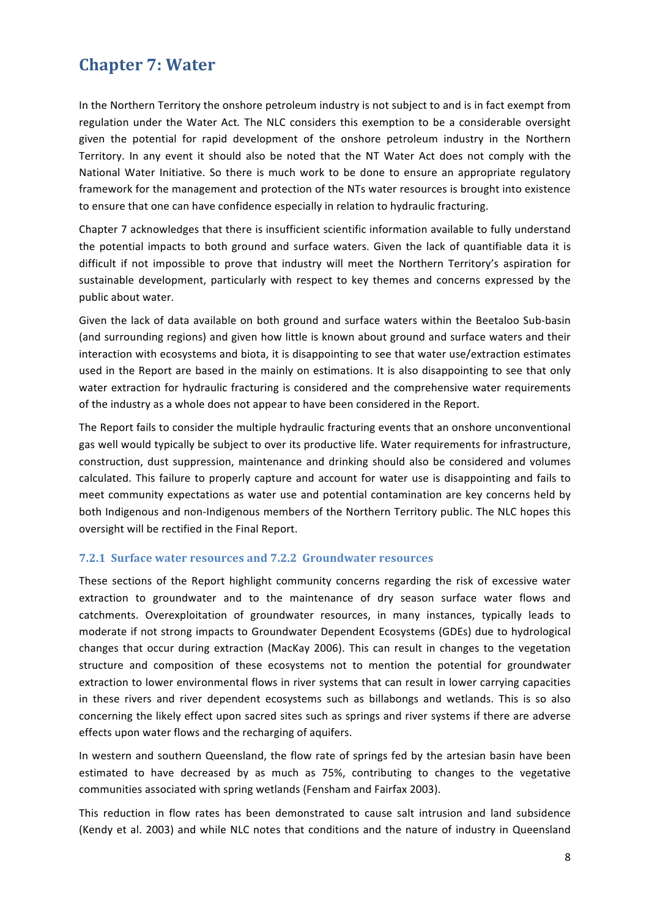# Chapter 7: Water

In the Northern Territory the onshore petroleum industry is not subject to and is in fact exempt from regulation under the Water Act. The NLC considers this exemption to be a considerable oversight given the potential for rapid development of the onshore petroleum industry in the Northern Territory. In any event it should also be noted that the NT Water Act does not comply with the National Water Initiative. So there is much work to be done to ensure an appropriate regulatory framework for the management and protection of the NTs water resources is brought into existence to ensure that one can have confidence especially in relation to hydraulic fracturing.

Chapter 7 acknowledges that there is insufficient scientific information available to fully understand the potential impacts to both ground and surface waters. Given the lack of quantifiable data it is difficult if not impossible to prove that industry will meet the Northern Territory's aspiration for sustainable development, particularly with respect to key themes and concerns expressed by the public about water.

Given the lack of data available on both ground and surface waters within the Beetaloo Sub-basin (and surrounding regions) and given how little is known about ground and surface waters and their interaction with ecosystems and biota, it is disappointing to see that water use/extraction estimates used in the Report are based in the mainly on estimations. It is also disappointing to see that only water extraction for hydraulic fracturing is considered and the comprehensive water requirements of the industry as a whole does not appear to have been considered in the Report.

The Report fails to consider the multiple hydraulic fracturing events that an onshore unconventional gas well would typically be subject to over its productive life. Water requirements for infrastructure, construction, dust suppression, maintenance and drinking should also be considered and volumes calculated. This failure to properly capture and account for water use is disappointing and fails to meet community expectations as water use and potential contamination are key concerns held by both Indigenous and non-Indigenous members of the Northern Territory public. The NLC hopes this oversight will be rectified in the Final Report.

### 7.2.1 Surface water resources and 7.2.2 Groundwater resources

These sections of the Report highlight community concerns regarding the risk of excessive water extraction to groundwater and to the maintenance of dry season surface water flows and catchments. Overexploitation of groundwater resources, in many instances, typically leads to moderate if not strong impacts to Groundwater Dependent Ecosystems (GDEs) due to hydrological changes that occur during extraction (MacKay 2006). This can result in changes to the vegetation structure and composition of these ecosystems not to mention the potential for groundwater extraction to lower environmental flows in river systems that can result in lower carrying capacities in these rivers and river dependent ecosystems such as billabongs and wetlands. This is so also concerning the likely effect upon sacred sites such as springs and river systems if there are adverse effects upon water flows and the recharging of aquifers.

In western and southern Queensland, the flow rate of springs fed by the artesian basin have been estimated to have decreased by as much as 75%, contributing to changes to the vegetative communities associated with spring wetlands (Fensham and Fairfax 2003).

This reduction in flow rates has been demonstrated to cause salt intrusion and land subsidence (Kendy et al. 2003) and while NLC notes that conditions and the nature of industry in Queensland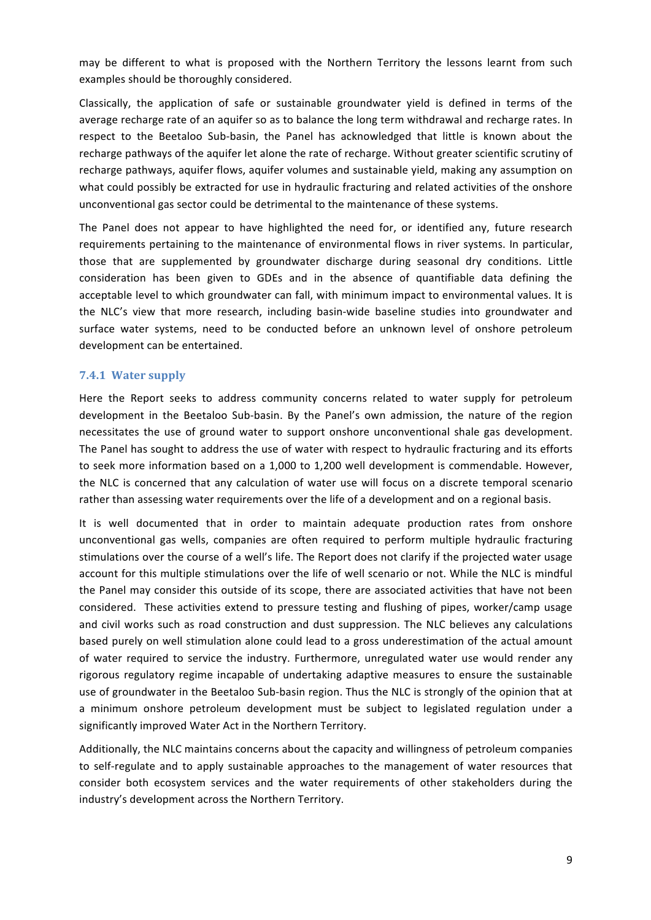may be different to what is proposed with the Northern Territory the lessons learnt from such examples should be thoroughly considered.

Classically, the application of safe or sustainable groundwater yield is defined in terms of the average recharge rate of an aquifer so as to balance the long term withdrawal and recharge rates. In respect to the Beetaloo Sub-basin, the Panel has acknowledged that little is known about the recharge pathways of the aquifer let alone the rate of recharge. Without greater scientific scrutiny of recharge pathways, aquifer flows, aquifer volumes and sustainable yield, making any assumption on what could possibly be extracted for use in hydraulic fracturing and related activities of the onshore unconventional gas sector could be detrimental to the maintenance of these systems.

The Panel does not appear to have highlighted the need for, or identified any, future research requirements pertaining to the maintenance of environmental flows in river systems. In particular, those that are supplemented by groundwater discharge during seasonal dry conditions. Little consideration has been given to GDEs and in the absence of quantifiable data defining the acceptable level to which groundwater can fall, with minimum impact to environmental values. It is the NLC's view that more research, including basin-wide baseline studies into groundwater and surface water systems, need to be conducted before an unknown level of onshore petroleum development can be entertained.

### 7.4.1 Water supply

Here the Report seeks to address community concerns related to water supply for petroleum development in the Beetaloo Sub-basin. By the Panel's own admission, the nature of the region necessitates the use of ground water to support onshore unconventional shale gas development. The Panel has sought to address the use of water with respect to hydraulic fracturing and its efforts to seek more information based on a 1,000 to 1,200 well development is commendable. However, the NLC is concerned that any calculation of water use will focus on a discrete temporal scenario rather than assessing water requirements over the life of a development and on a regional basis.

It is well documented that in order to maintain adequate production rates from onshore unconventional gas wells, companies are often required to perform multiple hydraulic fracturing stimulations over the course of a well's life. The Report does not clarify if the projected water usage account for this multiple stimulations over the life of well scenario or not. While the NLC is mindful the Panel may consider this outside of its scope, there are associated activities that have not been considered. These activities extend to pressure testing and flushing of pipes, worker/camp usage and civil works such as road construction and dust suppression. The NLC believes any calculations based purely on well stimulation alone could lead to a gross underestimation of the actual amount of water required to service the industry. Furthermore, unregulated water use would render any rigorous regulatory regime incapable of undertaking adaptive measures to ensure the sustainable use of groundwater in the Beetaloo Sub-basin region. Thus the NLC is strongly of the opinion that at a minimum onshore petroleum development must be subject to legislated regulation under a significantly improved Water Act in the Northern Territory.

Additionally, the NLC maintains concerns about the capacity and willingness of petroleum companies to self-regulate and to apply sustainable approaches to the management of water resources that consider both ecosystem services and the water requirements of other stakeholders during the industry's development across the Northern Territory.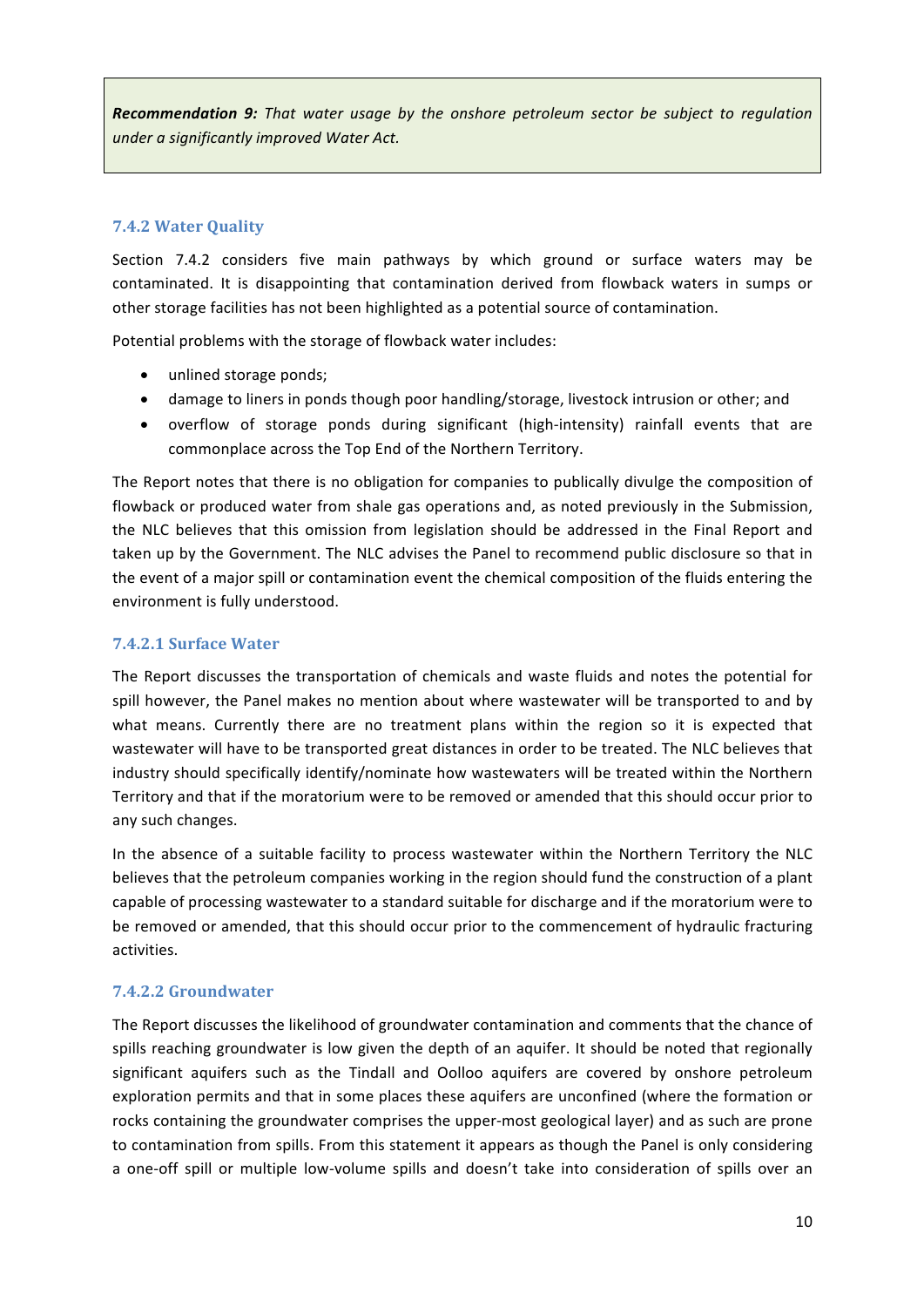> ***Recommendation 9:*** *That water usage by the onshore petroleum sector be subject to regulation under a significantly improved Water Act.*

### 7.4.2 Water Quality

Section 7.4.2 considers five main pathways by which ground or surface waters may be contaminated. It is disappointing that contamination derived from flowback waters in sumps or other storage facilities has not been highlighted as a potential source of contamination.

Potential problems with the storage of flowback water includes:

- unlined storage ponds;
- damage to liners in ponds though poor handling/storage, livestock intrusion or other; and
- overflow of storage ponds during significant (high-intensity) rainfall events that are commonplace across the Top End of the Northern Territory.

The Report notes that there is no obligation for companies to publically divulge the composition of flowback or produced water from shale gas operations and, as noted previously in the Submission, the NLC believes that this omission from legislation should be addressed in the Final Report and taken up by the Government. The NLC advises the Panel to recommend public disclosure so that in the event of a major spill or contamination event the chemical composition of the fluids entering the environment is fully understood.

#### 7.4.2.1 Surface Water

The Report discusses the transportation of chemicals and waste fluids and notes the potential for spill however, the Panel makes no mention about where wastewater will be transported to and by what means. Currently there are no treatment plans within the region so it is expected that wastewater will have to be transported great distances in order to be treated. The NLC believes that industry should specifically identify/nominate how wastewaters will be treated within the Northern Territory and that if the moratorium were to be removed or amended that this should occur prior to any such changes.

In the absence of a suitable facility to process wastewater within the Northern Territory the NLC believes that the petroleum companies working in the region should fund the construction of a plant capable of processing wastewater to a standard suitable for discharge and if the moratorium were to be removed or amended, that this should occur prior to the commencement of hydraulic fracturing activities.

#### 7.4.2.2 Groundwater

The Report discusses the likelihood of groundwater contamination and comments that the chance of spills reaching groundwater is low given the depth of an aquifer. It should be noted that regionally significant aquifers such as the Tindall and Oolloo aquifers are covered by onshore petroleum exploration permits and that in some places these aquifers are unconfined (where the formation or rocks containing the groundwater comprises the upper-most geological layer) and as such are prone to contamination from spills. From this statement it appears as though the Panel is only considering a one-off spill or multiple low-volume spills and doesn't take into consideration of spills over an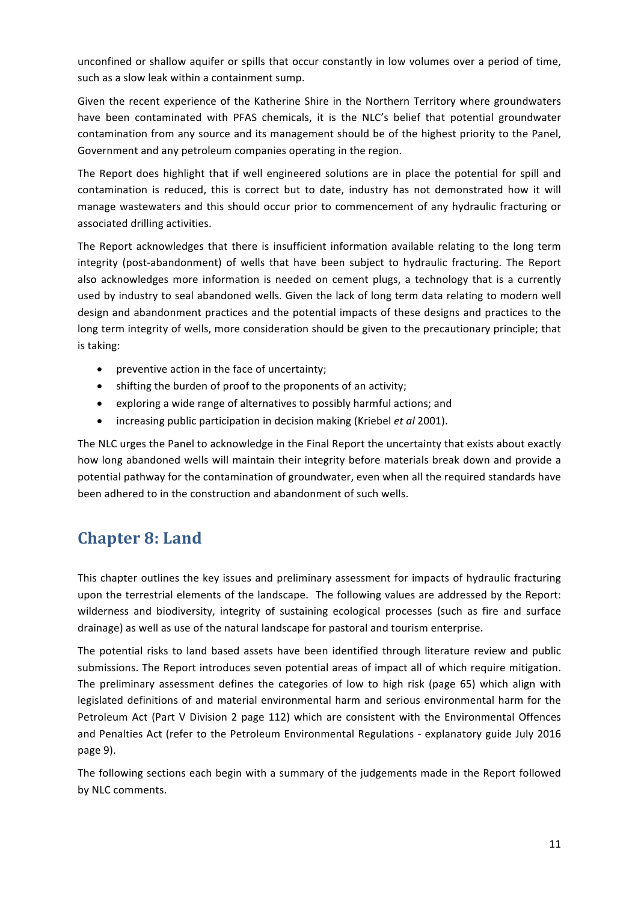unconfined or shallow aquifer or spills that occur constantly in low volumes over a period of time, such as a slow leak within a containment sump.

Given the recent experience of the Katherine Shire in the Northern Territory where groundwaters have been contaminated with PFAS chemicals, it is the NLC's belief that potential groundwater contamination from any source and its management should be of the highest priority to the Panel, Government and any petroleum companies operating in the region.

The Report does highlight that if well engineered solutions are in place the potential for spill and contamination is reduced, this is correct but to date, industry has not demonstrated how it will manage wastewaters and this should occur prior to commencement of any hydraulic fracturing or associated drilling activities.

The Report acknowledges that there is insufficient information available relating to the long term integrity (post-abandonment) of wells that have been subject to hydraulic fracturing. The Report also acknowledges more information is needed on cement plugs, a technology that is a currently used by industry to seal abandoned wells. Given the lack of long term data relating to modern well design and abandonment practices and the potential impacts of these designs and practices to the long term integrity of wells, more consideration should be given to the precautionary principle; that is taking:

- preventive action in the face of uncertainty;
- shifting the burden of proof to the proponents of an activity;
- exploring a wide range of alternatives to possibly harmful actions; and
- increasing public participation in decision making (Kriebel *et al* 2001).

The NLC urges the Panel to acknowledge in the Final Report the uncertainty that exists about exactly how long abandoned wells will maintain their integrity before materials break down and provide a potential pathway for the contamination of groundwater, even when all the required standards have been adhered to in the construction and abandonment of such wells.

## Chapter 8: Land

This chapter outlines the key issues and preliminary assessment for impacts of hydraulic fracturing upon the terrestrial elements of the landscape. The following values are addressed by the Report: wilderness and biodiversity, integrity of sustaining ecological processes (such as fire and surface drainage) as well as use of the natural landscape for pastoral and tourism enterprise.

The potential risks to land based assets have been identified through literature review and public submissions. The Report introduces seven potential areas of impact all of which require mitigation. The preliminary assessment defines the categories of low to high risk (page 65) which align with legislated definitions of and material environmental harm and serious environmental harm for the Petroleum Act (Part V Division 2 page 112) which are consistent with the Environmental Offences and Penalties Act (refer to the Petroleum Environmental Regulations - explanatory guide July 2016 page 9).

The following sections each begin with a summary of the judgements made in the Report followed by NLC comments.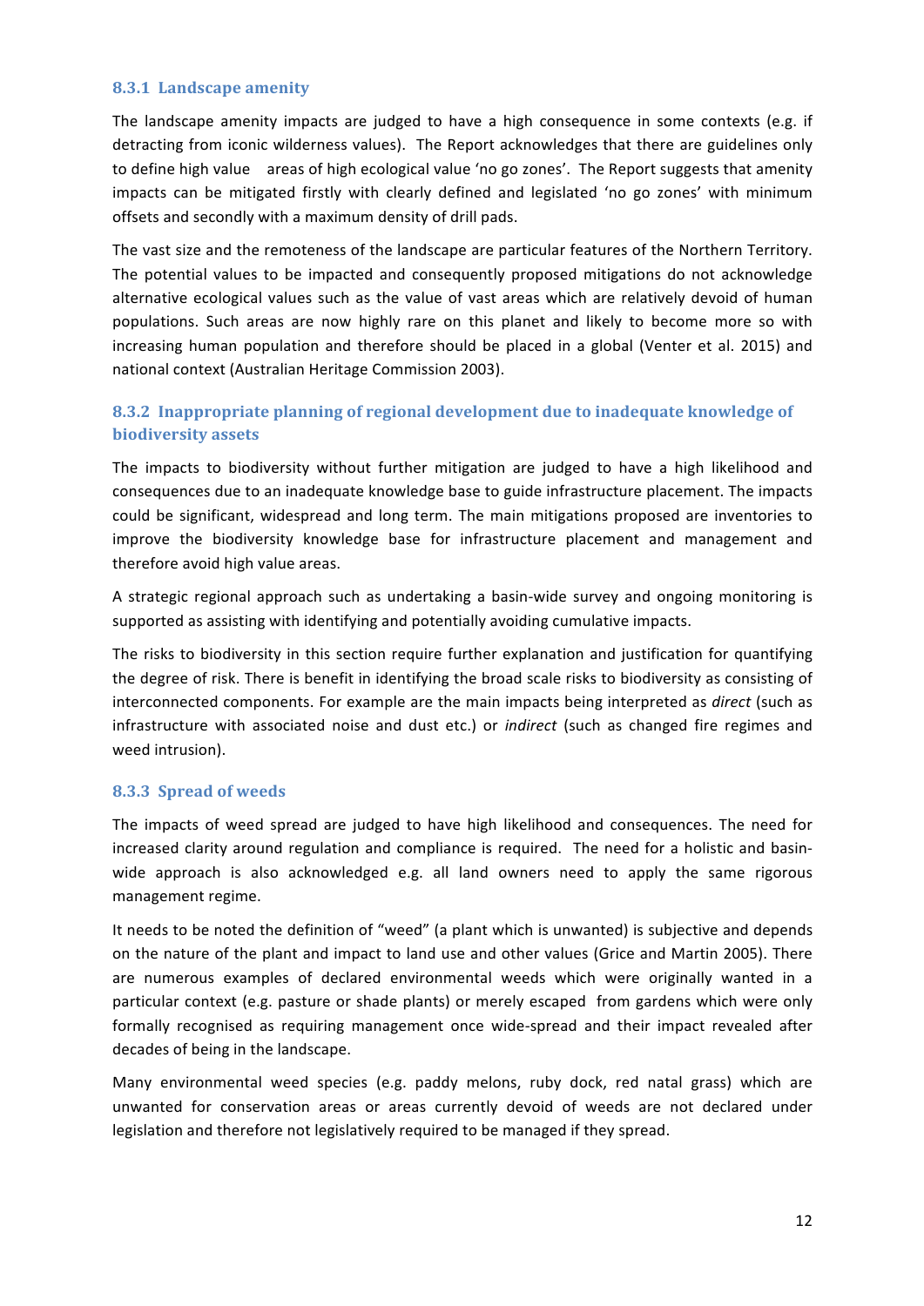### 8.3.1 Landscape amenity

The landscape amenity impacts are judged to have a high consequence in some contexts (e.g. if detracting from iconic wilderness values). The Report acknowledges that there are guidelines only to define high value areas of high ecological value 'no go zones'. The Report suggests that amenity impacts can be mitigated firstly with clearly defined and legislated 'no go zones' with minimum offsets and secondly with a maximum density of drill pads.

The vast size and the remoteness of the landscape are particular features of the Northern Territory. The potential values to be impacted and consequently proposed mitigations do not acknowledge alternative ecological values such as the value of vast areas which are relatively devoid of human populations. Such areas are now highly rare on this planet and likely to become more so with increasing human population and therefore should be placed in a global (Venter et al. 2015) and national context (Australian Heritage Commission 2003).

### 8.3.2 Inappropriate planning of regional development due to inadequate knowledge of biodiversity assets

The impacts to biodiversity without further mitigation are judged to have a high likelihood and consequences due to an inadequate knowledge base to guide infrastructure placement. The impacts could be significant, widespread and long term. The main mitigations proposed are inventories to improve the biodiversity knowledge base for infrastructure placement and management and therefore avoid high value areas.

A strategic regional approach such as undertaking a basin-wide survey and ongoing monitoring is supported as assisting with identifying and potentially avoiding cumulative impacts.

The risks to biodiversity in this section require further explanation and justification for quantifying the degree of risk. There is benefit in identifying the broad scale risks to biodiversity as consisting of interconnected components. For example are the main impacts being interpreted as *direct* (such as infrastructure with associated noise and dust etc.) or *indirect* (such as changed fire regimes and weed intrusion).

### 8.3.3 Spread of weeds

The impacts of weed spread are judged to have high likelihood and consequences. The need for increased clarity around regulation and compliance is required. The need for a holistic and basin-wide approach is also acknowledged e.g. all land owners need to apply the same rigorous management regime.

It needs to be noted the definition of "weed" (a plant which is unwanted) is subjective and depends on the nature of the plant and impact to land use and other values (Grice and Martin 2005). There are numerous examples of declared environmental weeds which were originally wanted in a particular context (e.g. pasture or shade plants) or merely escaped from gardens which were only formally recognised as requiring management once wide-spread and their impact revealed after decades of being in the landscape.

Many environmental weed species (e.g. paddy melons, ruby dock, red natal grass) which are unwanted for conservation areas or areas currently devoid of weeds are not declared under legislation and therefore not legislatively required to be managed if they spread.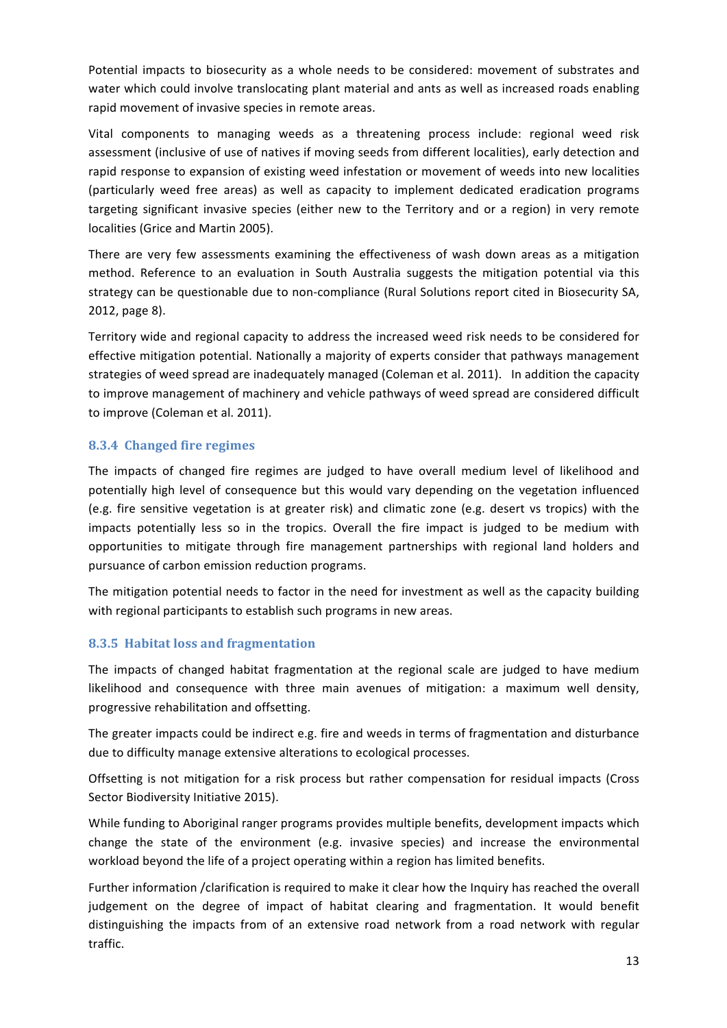Potential impacts to biosecurity as a whole needs to be considered: movement of substrates and water which could involve translocating plant material and ants as well as increased roads enabling rapid movement of invasive species in remote areas.

Vital components to managing weeds as a threatening process include: regional weed risk assessment (inclusive of use of natives if moving seeds from different localities), early detection and rapid response to expansion of existing weed infestation or movement of weeds into new localities (particularly weed free areas) as well as capacity to implement dedicated eradication programs targeting significant invasive species (either new to the Territory and or a region) in very remote localities (Grice and Martin 2005).

There are very few assessments examining the effectiveness of wash down areas as a mitigation method. Reference to an evaluation in South Australia suggests the mitigation potential via this strategy can be questionable due to non-compliance (Rural Solutions report cited in Biosecurity SA, 2012, page 8).

Territory wide and regional capacity to address the increased weed risk needs to be considered for effective mitigation potential. Nationally a majority of experts consider that pathways management strategies of weed spread are inadequately managed (Coleman et al. 2011). In addition the capacity to improve management of machinery and vehicle pathways of weed spread are considered difficult to improve (Coleman et al. 2011).

### 8.3.4 Changed fire regimes

The impacts of changed fire regimes are judged to have overall medium level of likelihood and potentially high level of consequence but this would vary depending on the vegetation influenced (e.g. fire sensitive vegetation is at greater risk) and climatic zone (e.g. desert vs tropics) with the impacts potentially less so in the tropics. Overall the fire impact is judged to be medium with opportunities to mitigate through fire management partnerships with regional land holders and pursuance of carbon emission reduction programs.

The mitigation potential needs to factor in the need for investment as well as the capacity building with regional participants to establish such programs in new areas.

### 8.3.5 Habitat loss and fragmentation

The impacts of changed habitat fragmentation at the regional scale are judged to have medium likelihood and consequence with three main avenues of mitigation: a maximum well density, progressive rehabilitation and offsetting.

The greater impacts could be indirect e.g. fire and weeds in terms of fragmentation and disturbance due to difficulty manage extensive alterations to ecological processes.

Offsetting is not mitigation for a risk process but rather compensation for residual impacts (Cross Sector Biodiversity Initiative 2015).

While funding to Aboriginal ranger programs provides multiple benefits, development impacts which change the state of the environment (e.g. invasive species) and increase the environmental workload beyond the life of a project operating within a region has limited benefits.

Further information /clarification is required to make it clear how the Inquiry has reached the overall judgement on the degree of impact of habitat clearing and fragmentation. It would benefit distinguishing the impacts from of an extensive road network from a road network with regular traffic.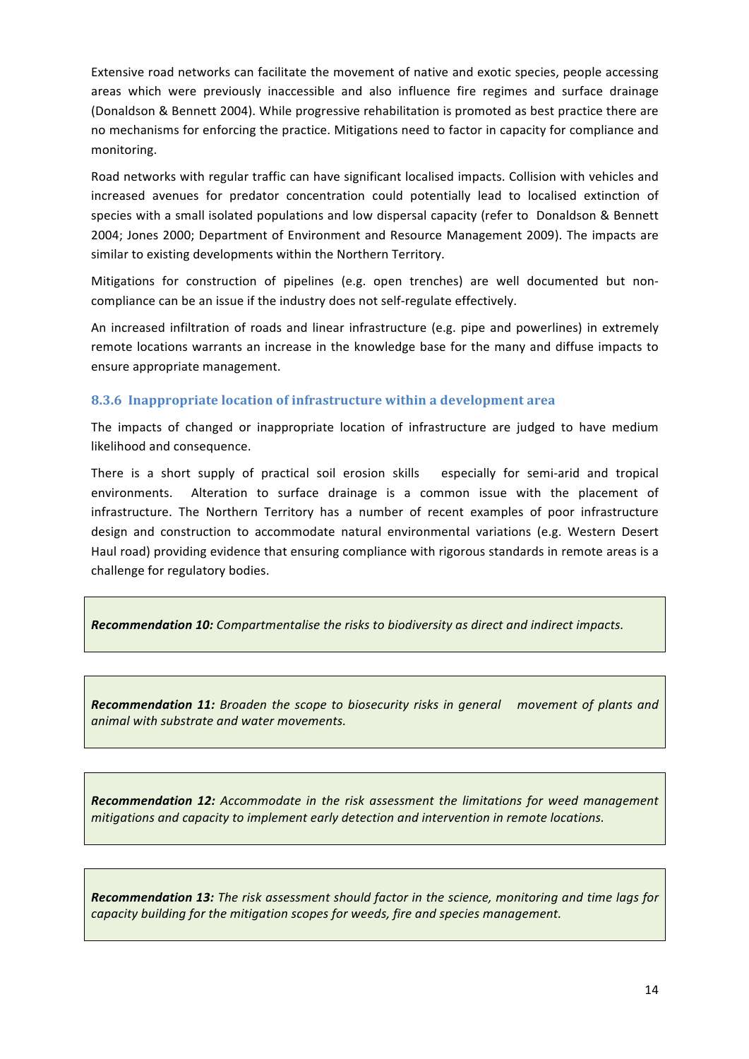Extensive road networks can facilitate the movement of native and exotic species, people accessing areas which were previously inaccessible and also influence fire regimes and surface drainage (Donaldson & Bennett 2004). While progressive rehabilitation is promoted as best practice there are no mechanisms for enforcing the practice. Mitigations need to factor in capacity for compliance and monitoring.

Road networks with regular traffic can have significant localised impacts. Collision with vehicles and increased avenues for predator concentration could potentially lead to localised extinction of species with a small isolated populations and low dispersal capacity (refer to Donaldson & Bennett 2004; Jones 2000; Department of Environment and Resource Management 2009). The impacts are similar to existing developments within the Northern Territory.

Mitigations for construction of pipelines (e.g. open trenches) are well documented but non-compliance can be an issue if the industry does not self-regulate effectively.

An increased infiltration of roads and linear infrastructure (e.g. pipe and powerlines) in extremely remote locations warrants an increase in the knowledge base for the many and diffuse impacts to ensure appropriate management.

### 8.3.6 Inappropriate location of infrastructure within a development area

The impacts of changed or inappropriate location of infrastructure are judged to have medium likelihood and consequence.

There is a short supply of practical soil erosion skills especially for semi-arid and tropical environments. Alteration to surface drainage is a common issue with the placement of infrastructure. The Northern Territory has a number of recent examples of poor infrastructure design and construction to accommodate natural environmental variations (e.g. Western Desert Haul road) providing evidence that ensuring compliance with rigorous standards in remote areas is a challenge for regulatory bodies.

> ***Recommendation 10:*** *Compartmentalise the risks to biodiversity as direct and indirect impacts.*

> ***Recommendation 11:*** *Broaden the scope to biosecurity risks in general movement of plants and animal with substrate and water movements.*

> ***Recommendation 12:*** *Accommodate in the risk assessment the limitations for weed management mitigations and capacity to implement early detection and intervention in remote locations.*

> ***Recommendation 13:*** *The risk assessment should factor in the science, monitoring and time lags for capacity building for the mitigation scopes for weeds, fire and species management.*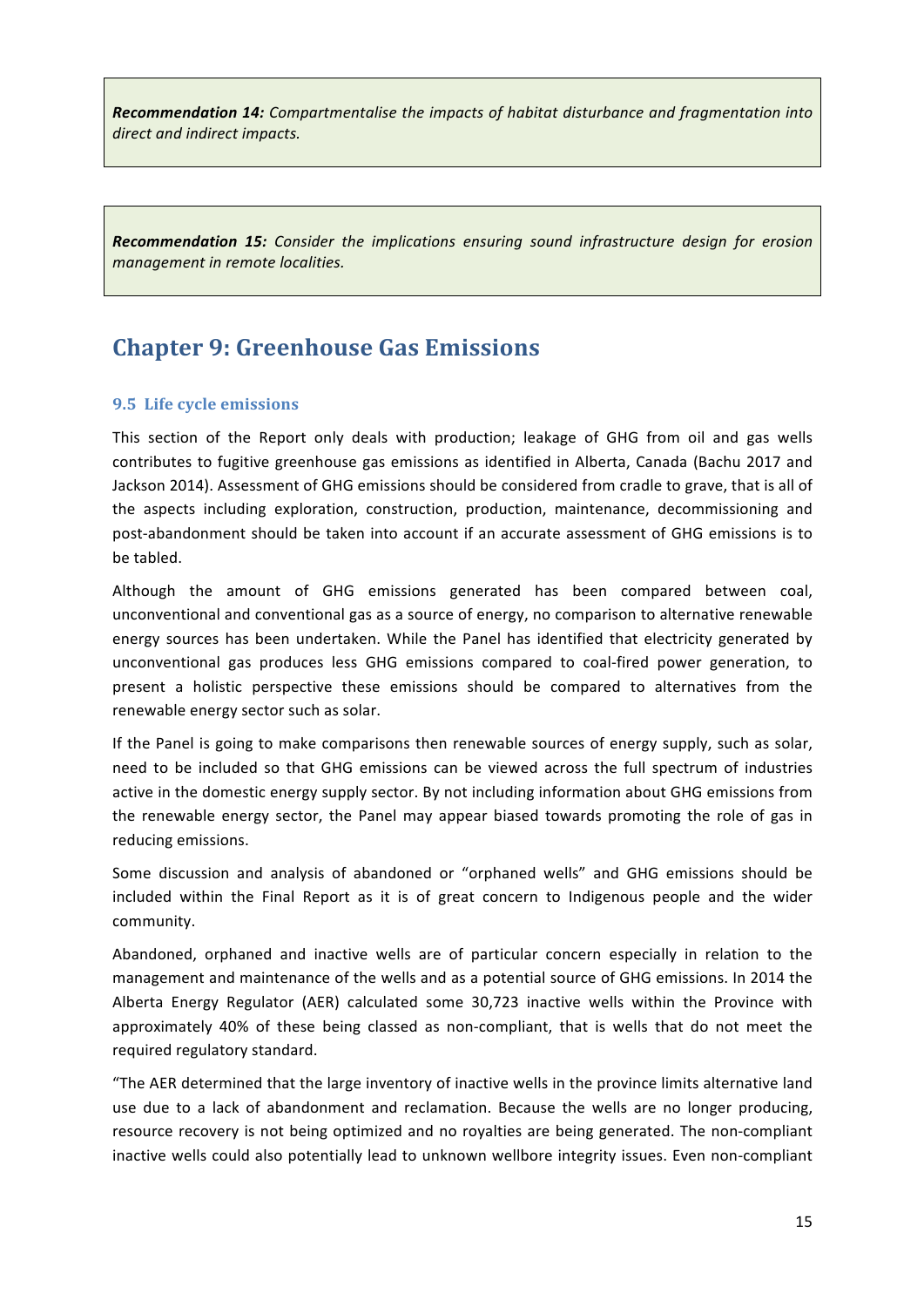***Recommendation 14:*** *Compartmentalise the impacts of habitat disturbance and fragmentation into direct and indirect impacts.*

***Recommendation 15:*** *Consider the implications ensuring sound infrastructure design for erosion management in remote localities.*

# Chapter 9: Greenhouse Gas Emissions

### 9.5 Life cycle emissions

This section of the Report only deals with production; leakage of GHG from oil and gas wells contributes to fugitive greenhouse gas emissions as identified in Alberta, Canada (Bachu 2017 and Jackson 2014). Assessment of GHG emissions should be considered from cradle to grave, that is all of the aspects including exploration, construction, production, maintenance, decommissioning and post-abandonment should be taken into account if an accurate assessment of GHG emissions is to be tabled.

Although the amount of GHG emissions generated has been compared between coal, unconventional and conventional gas as a source of energy, no comparison to alternative renewable energy sources has been undertaken. While the Panel has identified that electricity generated by unconventional gas produces less GHG emissions compared to coal-fired power generation, to present a holistic perspective these emissions should be compared to alternatives from the renewable energy sector such as solar.

If the Panel is going to make comparisons then renewable sources of energy supply, such as solar, need to be included so that GHG emissions can be viewed across the full spectrum of industries active in the domestic energy supply sector. By not including information about GHG emissions from the renewable energy sector, the Panel may appear biased towards promoting the role of gas in reducing emissions.

Some discussion and analysis of abandoned or "orphaned wells" and GHG emissions should be included within the Final Report as it is of great concern to Indigenous people and the wider community.

Abandoned, orphaned and inactive wells are of particular concern especially in relation to the management and maintenance of the wells and as a potential source of GHG emissions. In 2014 the Alberta Energy Regulator (AER) calculated some 30,723 inactive wells within the Province with approximately 40% of these being classed as non-compliant, that is wells that do not meet the required regulatory standard.

"The AER determined that the large inventory of inactive wells in the province limits alternative land use due to a lack of abandonment and reclamation. Because the wells are no longer producing, resource recovery is not being optimized and no royalties are being generated. The non-compliant inactive wells could also potentially lead to unknown wellbore integrity issues. Even non-compliant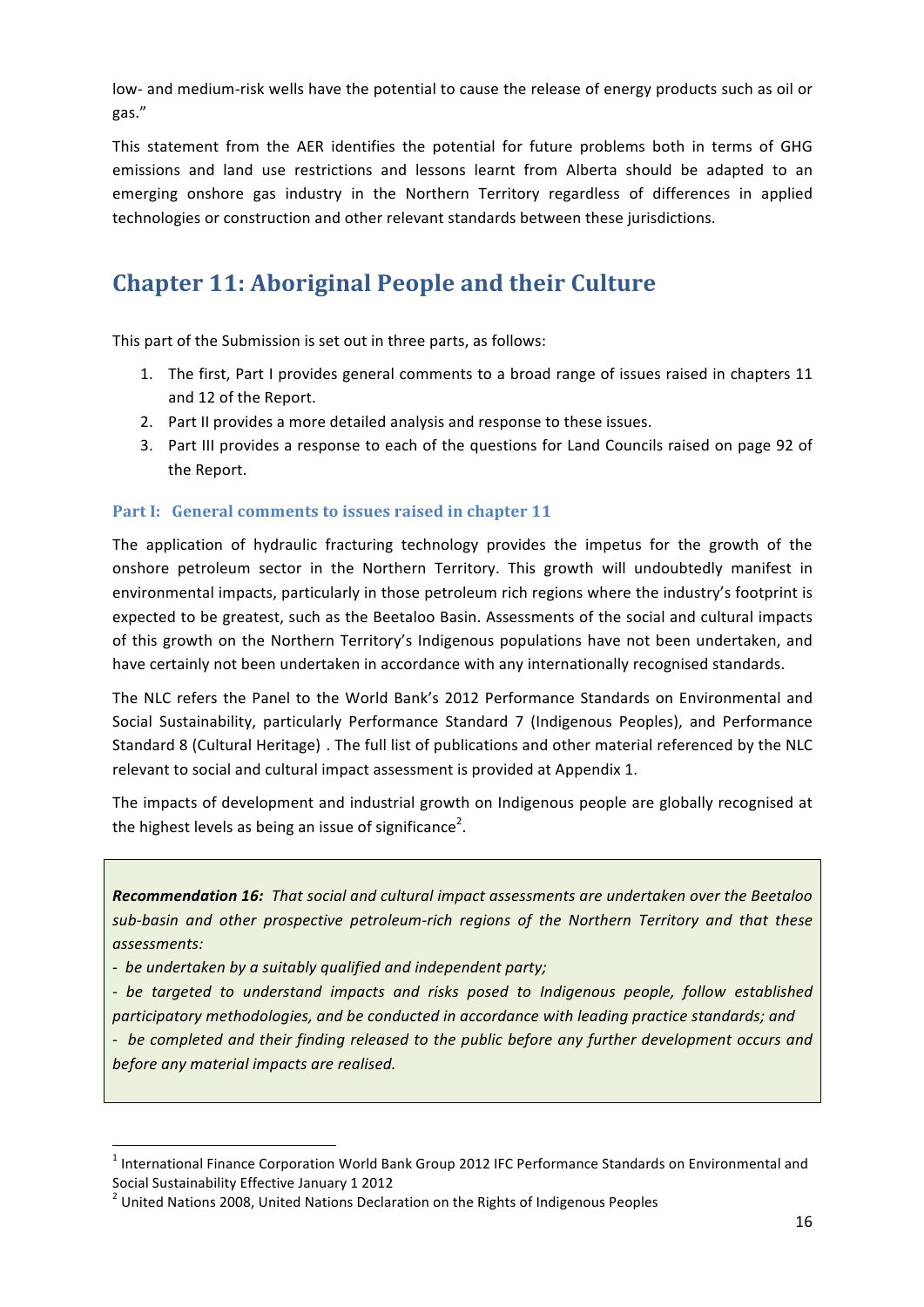low- and medium-risk wells have the potential to cause the release of energy products such as oil or gas."

This statement from the AER identifies the potential for future problems both in terms of GHG emissions and land use restrictions and lessons learnt from Alberta should be adapted to an emerging onshore gas industry in the Northern Territory regardless of differences in applied technologies or construction and other relevant standards between these jurisdictions.

## Chapter 11: Aboriginal People and their Culture

This part of the Submission is set out in three parts, as follows:

1. The first, Part I provides general comments to a broad range of issues raised in chapters 11 and 12 of the Report.
2. Part II provides a more detailed analysis and response to these issues.
3. Part III provides a response to each of the questions for Land Councils raised on page 92 of the Report.

### Part I: General comments to issues raised in chapter 11

The application of hydraulic fracturing technology provides the impetus for the growth of the onshore petroleum sector in the Northern Territory. This growth will undoubtedly manifest in environmental impacts, particularly in those petroleum rich regions where the industry's footprint is expected to be greatest, such as the Beetaloo Basin. Assessments of the social and cultural impacts of this growth on the Northern Territory's Indigenous populations have not been undertaken, and have certainly not been undertaken in accordance with any internationally recognised standards.

The NLC refers the Panel to the World Bank's 2012 Performance Standards on Environmental and Social Sustainability, particularly Performance Standard 7 (Indigenous Peoples), and Performance Standard 8 (Cultural Heritage) . The full list of publications and other material referenced by the NLC relevant to social and cultural impact assessment is provided at Appendix 1.

The impacts of development and industrial growth on Indigenous people are globally recognised at the highest levels as being an issue of significance[2].

***Recommendation 16:*** *That social and cultural impact assessments are undertaken over the Beetaloo sub-basin and other prospective petroleum-rich regions of the Northern Territory and that these assessments:*

*- be undertaken by a suitably qualified and independent party;*

*- be targeted to understand impacts and risks posed to Indigenous people, follow established participatory methodologies, and be conducted in accordance with leading practice standards; and*

*- be completed and their finding released to the public before any further development occurs and before any material impacts are realised.*

[1] International Finance Corporation World Bank Group 2012 IFC Performance Standards on Environmental and Social Sustainability Effective January 1 2012

[2] United Nations 2008, United Nations Declaration on the Rights of Indigenous Peoples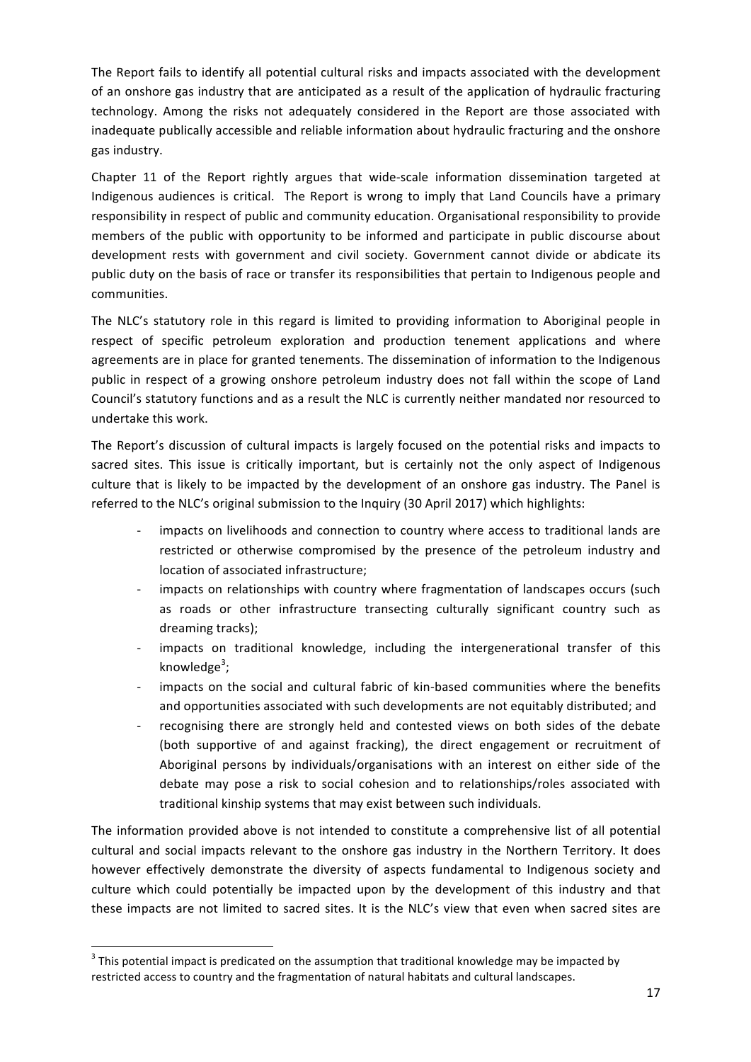The Report fails to identify all potential cultural risks and impacts associated with the development of an onshore gas industry that are anticipated as a result of the application of hydraulic fracturing technology. Among the risks not adequately considered in the Report are those associated with inadequate publically accessible and reliable information about hydraulic fracturing and the onshore gas industry.

Chapter 11 of the Report rightly argues that wide-scale information dissemination targeted at Indigenous audiences is critical. The Report is wrong to imply that Land Councils have a primary responsibility in respect of public and community education. Organisational responsibility to provide members of the public with opportunity to be informed and participate in public discourse about development rests with government and civil society. Government cannot divide or abdicate its public duty on the basis of race or transfer its responsibilities that pertain to Indigenous people and communities.

The NLC's statutory role in this regard is limited to providing information to Aboriginal people in respect of specific petroleum exploration and production tenement applications and where agreements are in place for granted tenements. The dissemination of information to the Indigenous public in respect of a growing onshore petroleum industry does not fall within the scope of Land Council's statutory functions and as a result the NLC is currently neither mandated nor resourced to undertake this work.

The Report's discussion of cultural impacts is largely focused on the potential risks and impacts to sacred sites. This issue is critically important, but is certainly not the only aspect of Indigenous culture that is likely to be impacted by the development of an onshore gas industry. The Panel is referred to the NLC's original submission to the Inquiry (30 April 2017) which highlights:

- impacts on livelihoods and connection to country where access to traditional lands are restricted or otherwise compromised by the presence of the petroleum industry and location of associated infrastructure;
- impacts on relationships with country where fragmentation of landscapes occurs (such as roads or other infrastructure transecting culturally significant country such as dreaming tracks);
- impacts on traditional knowledge, including the intergenerational transfer of this knowledge[3];
- impacts on the social and cultural fabric of kin-based communities where the benefits and opportunities associated with such developments are not equitably distributed; and
- recognising there are strongly held and contested views on both sides of the debate (both supportive of and against fracking), the direct engagement or recruitment of Aboriginal persons by individuals/organisations with an interest on either side of the debate may pose a risk to social cohesion and to relationships/roles associated with traditional kinship systems that may exist between such individuals.

The information provided above is not intended to constitute a comprehensive list of all potential cultural and social impacts relevant to the onshore gas industry in the Northern Territory. It does however effectively demonstrate the diversity of aspects fundamental to Indigenous society and culture which could potentially be impacted upon by the development of this industry and that these impacts are not limited to sacred sites. It is the NLC's view that even when sacred sites are

[3] This potential impact is predicated on the assumption that traditional knowledge may be impacted by restricted access to country and the fragmentation of natural habitats and cultural landscapes.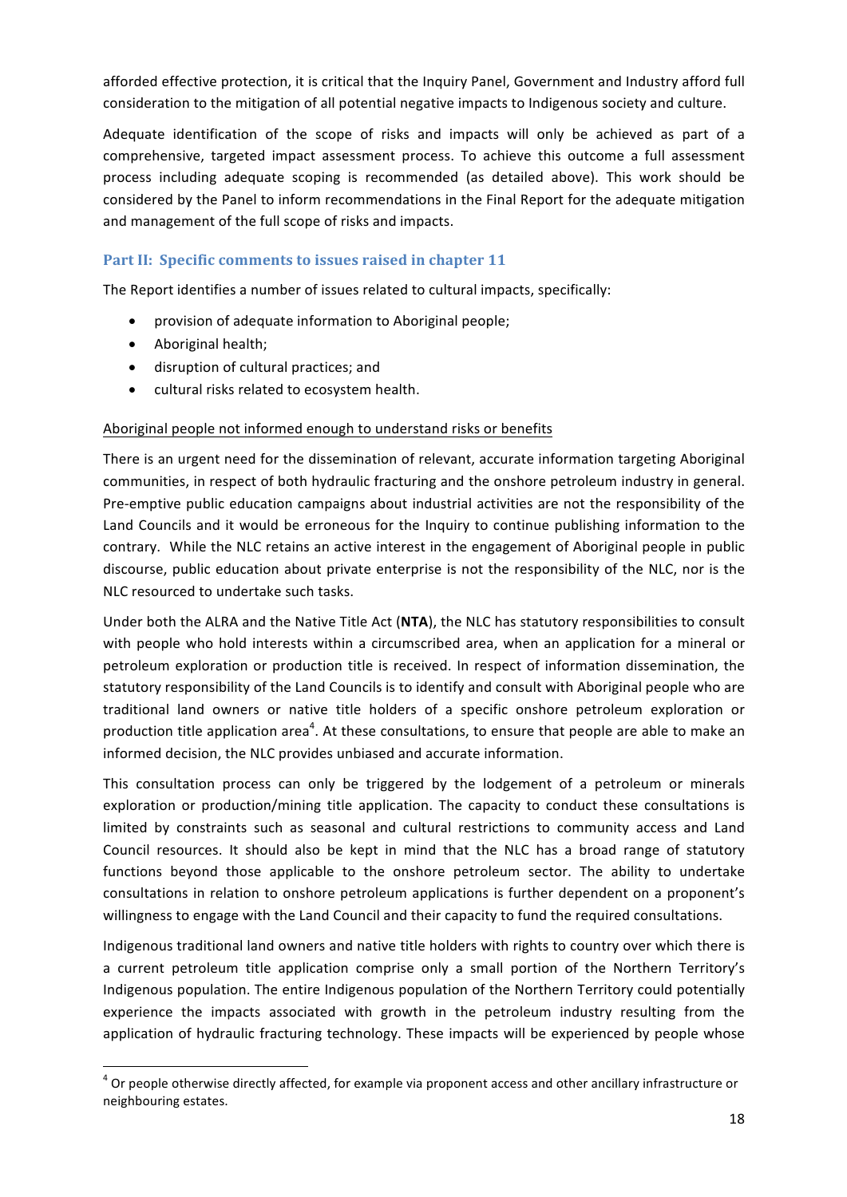afforded effective protection, it is critical that the Inquiry Panel, Government and Industry afford full consideration to the mitigation of all potential negative impacts to Indigenous society and culture.

Adequate identification of the scope of risks and impacts will only be achieved as part of a comprehensive, targeted impact assessment process. To achieve this outcome a full assessment process including adequate scoping is recommended (as detailed above). This work should be considered by the Panel to inform recommendations in the Final Report for the adequate mitigation and management of the full scope of risks and impacts.

## Part II: Specific comments to issues raised in chapter 11

The Report identifies a number of issues related to cultural impacts, specifically:

- provision of adequate information to Aboriginal people;
- Aboriginal health;
- disruption of cultural practices; and
- cultural risks related to ecosystem health.

Aboriginal people not informed enough to understand risks or benefits

There is an urgent need for the dissemination of relevant, accurate information targeting Aboriginal communities, in respect of both hydraulic fracturing and the onshore petroleum industry in general. Pre-emptive public education campaigns about industrial activities are not the responsibility of the Land Councils and it would be erroneous for the Inquiry to continue publishing information to the contrary. While the NLC retains an active interest in the engagement of Aboriginal people in public discourse, public education about private enterprise is not the responsibility of the NLC, nor is the NLC resourced to undertake such tasks.

Under both the ALRA and the Native Title Act (**NTA**), the NLC has statutory responsibilities to consult with people who hold interests within a circumscribed area, when an application for a mineral or petroleum exploration or production title is received. In respect of information dissemination, the statutory responsibility of the Land Councils is to identify and consult with Aboriginal people who are traditional land owners or native title holders of a specific onshore petroleum exploration or production title application area[4]. At these consultations, to ensure that people are able to make an informed decision, the NLC provides unbiased and accurate information.

This consultation process can only be triggered by the lodgement of a petroleum or minerals exploration or production/mining title application. The capacity to conduct these consultations is limited by constraints such as seasonal and cultural restrictions to community access and Land Council resources. It should also be kept in mind that the NLC has a broad range of statutory functions beyond those applicable to the onshore petroleum sector. The ability to undertake consultations in relation to onshore petroleum applications is further dependent on a proponent's willingness to engage with the Land Council and their capacity to fund the required consultations.

Indigenous traditional land owners and native title holders with rights to country over which there is a current petroleum title application comprise only a small portion of the Northern Territory's Indigenous population. The entire Indigenous population of the Northern Territory could potentially experience the impacts associated with growth in the petroleum industry resulting from the application of hydraulic fracturing technology. These impacts will be experienced by people whose

[4] Or people otherwise directly affected, for example via proponent access and other ancillary infrastructure or neighbouring estates.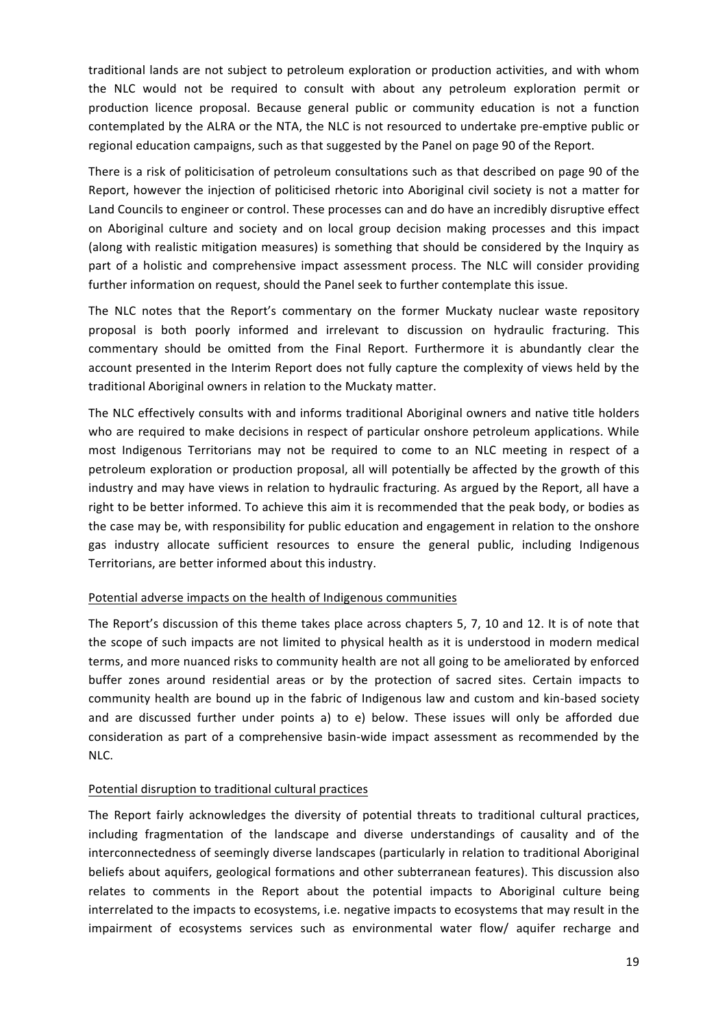traditional lands are not subject to petroleum exploration or production activities, and with whom the NLC would not be required to consult with about any petroleum exploration permit or production licence proposal. Because general public or community education is not a function contemplated by the ALRA or the NTA, the NLC is not resourced to undertake pre-emptive public or regional education campaigns, such as that suggested by the Panel on page 90 of the Report.

There is a risk of politicisation of petroleum consultations such as that described on page 90 of the Report, however the injection of politicised rhetoric into Aboriginal civil society is not a matter for Land Councils to engineer or control. These processes can and do have an incredibly disruptive effect on Aboriginal culture and society and on local group decision making processes and this impact (along with realistic mitigation measures) is something that should be considered by the Inquiry as part of a holistic and comprehensive impact assessment process. The NLC will consider providing further information on request, should the Panel seek to further contemplate this issue.

The NLC notes that the Report's commentary on the former Muckaty nuclear waste repository proposal is both poorly informed and irrelevant to discussion on hydraulic fracturing. This commentary should be omitted from the Final Report. Furthermore it is abundantly clear the account presented in the Interim Report does not fully capture the complexity of views held by the traditional Aboriginal owners in relation to the Muckaty matter.

The NLC effectively consults with and informs traditional Aboriginal owners and native title holders who are required to make decisions in respect of particular onshore petroleum applications. While most Indigenous Territorians may not be required to come to an NLC meeting in respect of a petroleum exploration or production proposal, all will potentially be affected by the growth of this industry and may have views in relation to hydraulic fracturing. As argued by the Report, all have a right to be better informed. To achieve this aim it is recommended that the peak body, or bodies as the case may be, with responsibility for public education and engagement in relation to the onshore gas industry allocate sufficient resources to ensure the general public, including Indigenous Territorians, are better informed about this industry.

Potential adverse impacts on the health of Indigenous communities

The Report's discussion of this theme takes place across chapters 5, 7, 10 and 12. It is of note that the scope of such impacts are not limited to physical health as it is understood in modern medical terms, and more nuanced risks to community health are not all going to be ameliorated by enforced buffer zones around residential areas or by the protection of sacred sites. Certain impacts to community health are bound up in the fabric of Indigenous law and custom and kin-based society and are discussed further under points a) to e) below. These issues will only be afforded due consideration as part of a comprehensive basin-wide impact assessment as recommended by the NLC.

Potential disruption to traditional cultural practices

The Report fairly acknowledges the diversity of potential threats to traditional cultural practices, including fragmentation of the landscape and diverse understandings of causality and of the interconnectedness of seemingly diverse landscapes (particularly in relation to traditional Aboriginal beliefs about aquifers, geological formations and other subterranean features). This discussion also relates to comments in the Report about the potential impacts to Aboriginal culture being interrelated to the impacts to ecosystems, i.e. negative impacts to ecosystems that may result in the impairment of ecosystems services such as environmental water flow/ aquifer recharge and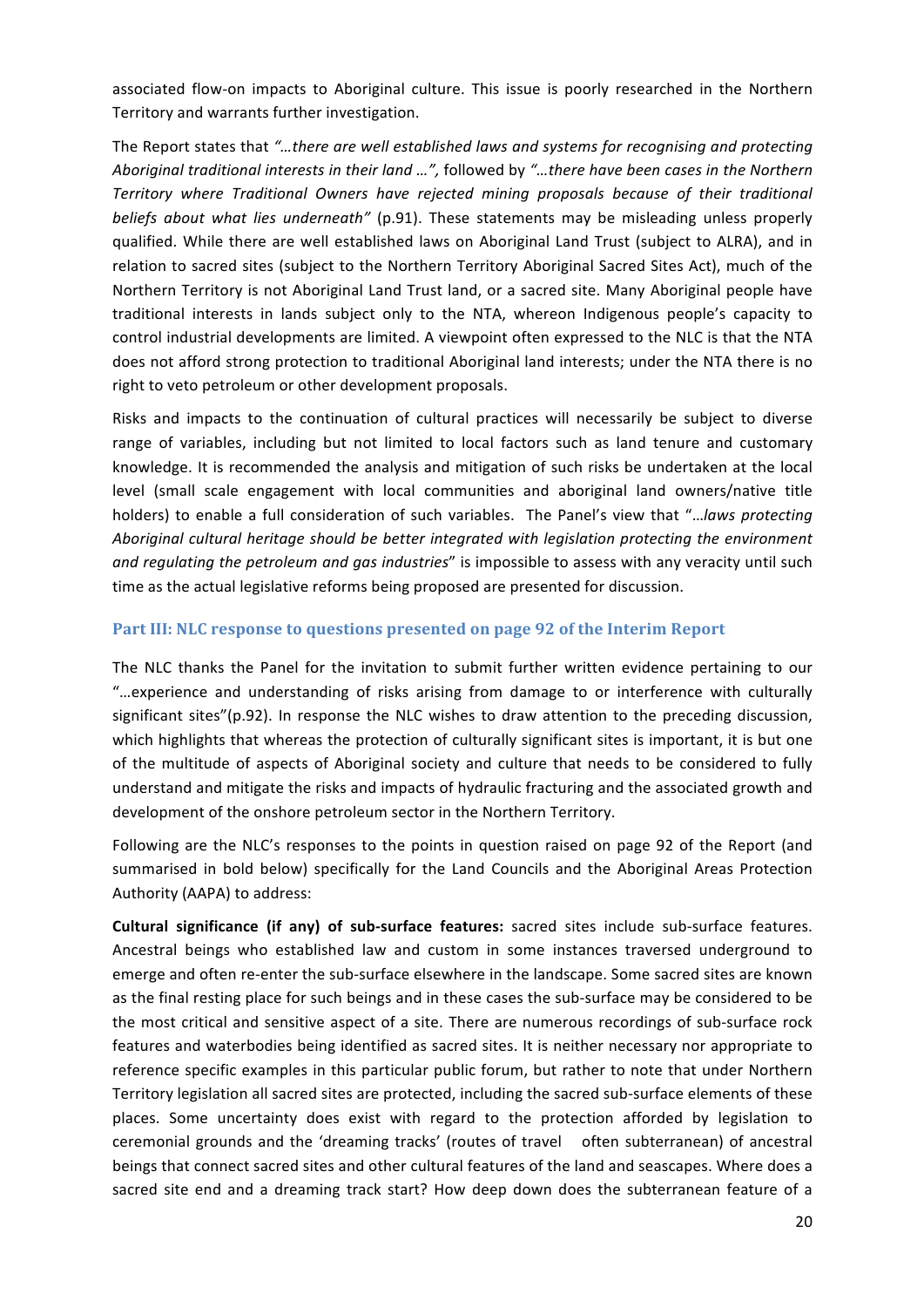associated flow-on impacts to Aboriginal culture. This issue is poorly researched in the Northern Territory and warrants further investigation.

The Report states that *"…there are well established laws and systems for recognising and protecting Aboriginal traditional interests in their land …",* followed by *"…there have been cases in the Northern Territory where Traditional Owners have rejected mining proposals because of their traditional beliefs about what lies underneath"* (p.91). These statements may be misleading unless properly qualified. While there are well established laws on Aboriginal Land Trust (subject to ALRA), and in relation to sacred sites (subject to the Northern Territory Aboriginal Sacred Sites Act), much of the Northern Territory is not Aboriginal Land Trust land, or a sacred site. Many Aboriginal people have traditional interests in lands subject only to the NTA, whereon Indigenous people's capacity to control industrial developments are limited. A viewpoint often expressed to the NLC is that the NTA does not afford strong protection to traditional Aboriginal land interests; under the NTA there is no right to veto petroleum or other development proposals.

Risks and impacts to the continuation of cultural practices will necessarily be subject to diverse range of variables, including but not limited to local factors such as land tenure and customary knowledge. It is recommended the analysis and mitigation of such risks be undertaken at the local level (small scale engagement with local communities and aboriginal land owners/native title holders) to enable a full consideration of such variables. The Panel's view that "*…laws protecting Aboriginal cultural heritage should be better integrated with legislation protecting the environment and regulating the petroleum and gas industries*" is impossible to assess with any veracity until such time as the actual legislative reforms being proposed are presented for discussion.

## Part III: NLC response to questions presented on page 92 of the Interim Report

The NLC thanks the Panel for the invitation to submit further written evidence pertaining to our "…experience and understanding of risks arising from damage to or interference with culturally significant sites"(p.92). In response the NLC wishes to draw attention to the preceding discussion, which highlights that whereas the protection of culturally significant sites is important, it is but one of the multitude of aspects of Aboriginal society and culture that needs to be considered to fully understand and mitigate the risks and impacts of hydraulic fracturing and the associated growth and development of the onshore petroleum sector in the Northern Territory.

Following are the NLC's responses to the points in question raised on page 92 of the Report (and summarised in bold below) specifically for the Land Councils and the Aboriginal Areas Protection Authority (AAPA) to address:

**Cultural significance (if any) of sub-surface features:** sacred sites include sub-surface features. Ancestral beings who established law and custom in some instances traversed underground to emerge and often re-enter the sub-surface elsewhere in the landscape. Some sacred sites are known as the final resting place for such beings and in these cases the sub-surface may be considered to be the most critical and sensitive aspect of a site. There are numerous recordings of sub-surface rock features and waterbodies being identified as sacred sites. It is neither necessary nor appropriate to reference specific examples in this particular public forum, but rather to note that under Northern Territory legislation all sacred sites are protected, including the sacred sub-surface elements of these places. Some uncertainty does exist with regard to the protection afforded by legislation to ceremonial grounds and the 'dreaming tracks' (routes of travel often subterranean) of ancestral beings that connect sacred sites and other cultural features of the land and seascapes. Where does a sacred site end and a dreaming track start? How deep down does the subterranean feature of a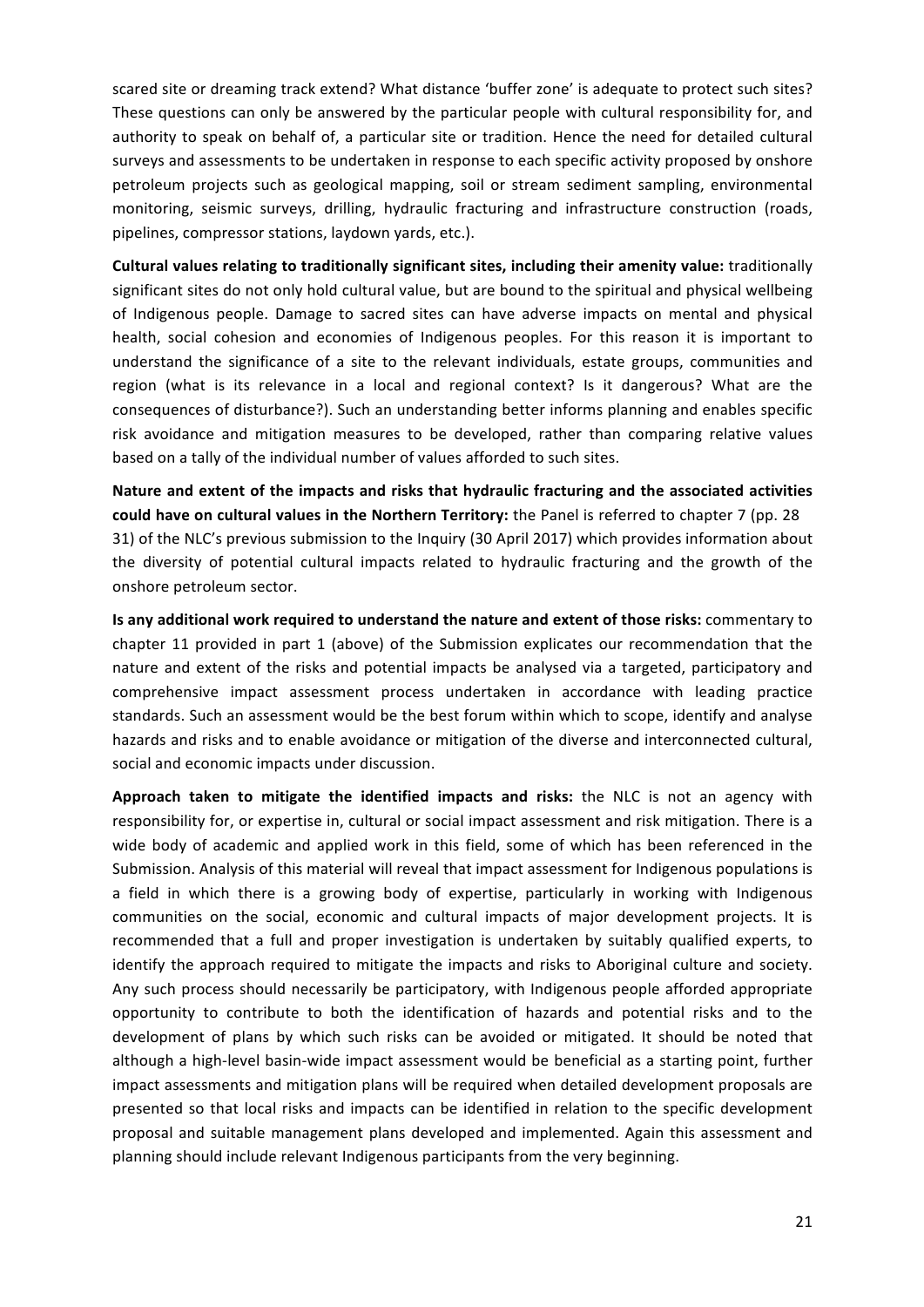scared site or dreaming track extend? What distance 'buffer zone' is adequate to protect such sites? These questions can only be answered by the particular people with cultural responsibility for, and authority to speak on behalf of, a particular site or tradition. Hence the need for detailed cultural surveys and assessments to be undertaken in response to each specific activity proposed by onshore petroleum projects such as geological mapping, soil or stream sediment sampling, environmental monitoring, seismic surveys, drilling, hydraulic fracturing and infrastructure construction (roads, pipelines, compressor stations, laydown yards, etc.).

**Cultural values relating to traditionally significant sites, including their amenity value:** traditionally significant sites do not only hold cultural value, but are bound to the spiritual and physical wellbeing of Indigenous people. Damage to sacred sites can have adverse impacts on mental and physical health, social cohesion and economies of Indigenous peoples. For this reason it is important to understand the significance of a site to the relevant individuals, estate groups, communities and region (what is its relevance in a local and regional context? Is it dangerous? What are the consequences of disturbance?). Such an understanding better informs planning and enables specific risk avoidance and mitigation measures to be developed, rather than comparing relative values based on a tally of the individual number of values afforded to such sites.

**Nature and extent of the impacts and risks that hydraulic fracturing and the associated activities could have on cultural values in the Northern Territory:** the Panel is referred to chapter 7 (pp. 28 31) of the NLC's previous submission to the Inquiry (30 April 2017) which provides information about the diversity of potential cultural impacts related to hydraulic fracturing and the growth of the onshore petroleum sector.

**Is any additional work required to understand the nature and extent of those risks:** commentary to chapter 11 provided in part 1 (above) of the Submission explicates our recommendation that the nature and extent of the risks and potential impacts be analysed via a targeted, participatory and comprehensive impact assessment process undertaken in accordance with leading practice standards. Such an assessment would be the best forum within which to scope, identify and analyse hazards and risks and to enable avoidance or mitigation of the diverse and interconnected cultural, social and economic impacts under discussion.

**Approach taken to mitigate the identified impacts and risks:** the NLC is not an agency with responsibility for, or expertise in, cultural or social impact assessment and risk mitigation. There is a wide body of academic and applied work in this field, some of which has been referenced in the Submission. Analysis of this material will reveal that impact assessment for Indigenous populations is a field in which there is a growing body of expertise, particularly in working with Indigenous communities on the social, economic and cultural impacts of major development projects. It is recommended that a full and proper investigation is undertaken by suitably qualified experts, to identify the approach required to mitigate the impacts and risks to Aboriginal culture and society. Any such process should necessarily be participatory, with Indigenous people afforded appropriate opportunity to contribute to both the identification of hazards and potential risks and to the development of plans by which such risks can be avoided or mitigated. It should be noted that although a high-level basin-wide impact assessment would be beneficial as a starting point, further impact assessments and mitigation plans will be required when detailed development proposals are presented so that local risks and impacts can be identified in relation to the specific development proposal and suitable management plans developed and implemented. Again this assessment and planning should include relevant Indigenous participants from the very beginning.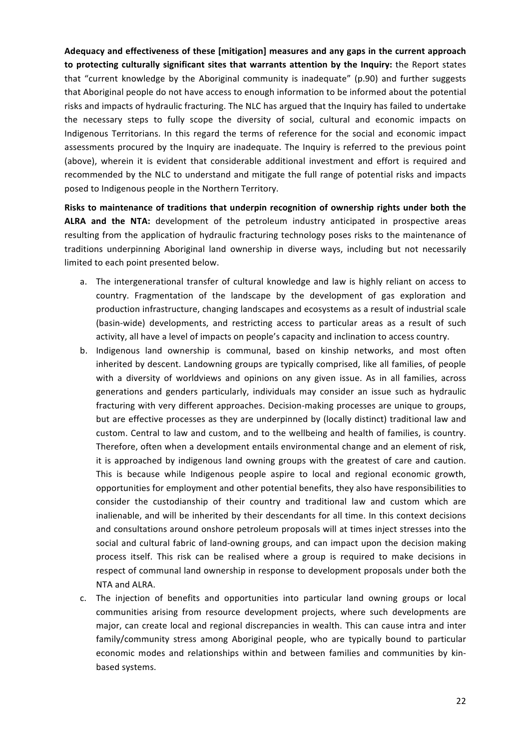**Adequacy and effectiveness of these [mitigation] measures and any gaps in the current approach to protecting culturally significant sites that warrants attention by the Inquiry:** the Report states that "current knowledge by the Aboriginal community is inadequate" (p.90) and further suggests that Aboriginal people do not have access to enough information to be informed about the potential risks and impacts of hydraulic fracturing. The NLC has argued that the Inquiry has failed to undertake the necessary steps to fully scope the diversity of social, cultural and economic impacts on Indigenous Territorians. In this regard the terms of reference for the social and economic impact assessments procured by the Inquiry are inadequate. The Inquiry is referred to the previous point (above), wherein it is evident that considerable additional investment and effort is required and recommended by the NLC to understand and mitigate the full range of potential risks and impacts posed to Indigenous people in the Northern Territory.

**Risks to maintenance of traditions that underpin recognition of ownership rights under both the ALRA and the NTA:** development of the petroleum industry anticipated in prospective areas resulting from the application of hydraulic fracturing technology poses risks to the maintenance of traditions underpinning Aboriginal land ownership in diverse ways, including but not necessarily limited to each point presented below.

a. The intergenerational transfer of cultural knowledge and law is highly reliant on access to country. Fragmentation of the landscape by the development of gas exploration and production infrastructure, changing landscapes and ecosystems as a result of industrial scale (basin-wide) developments, and restricting access to particular areas as a result of such activity, all have a level of impacts on people's capacity and inclination to access country.

b. Indigenous land ownership is communal, based on kinship networks, and most often inherited by descent. Landowning groups are typically comprised, like all families, of people with a diversity of worldviews and opinions on any given issue. As in all families, across generations and genders particularly, individuals may consider an issue such as hydraulic fracturing with very different approaches. Decision-making processes are unique to groups, but are effective processes as they are underpinned by (locally distinct) traditional law and custom. Central to law and custom, and to the wellbeing and health of families, is country. Therefore, often when a development entails environmental change and an element of risk, it is approached by indigenous land owning groups with the greatest of care and caution. This is because while Indigenous people aspire to local and regional economic growth, opportunities for employment and other potential benefits, they also have responsibilities to consider the custodianship of their country and traditional law and custom which are inalienable, and will be inherited by their descendants for all time. In this context decisions and consultations around onshore petroleum proposals will at times inject stresses into the social and cultural fabric of land-owning groups, and can impact upon the decision making process itself. This risk can be realised where a group is required to make decisions in respect of communal land ownership in response to development proposals under both the NTA and ALRA.

c. The injection of benefits and opportunities into particular land owning groups or local communities arising from resource development projects, where such developments are major, can create local and regional discrepancies in wealth. This can cause intra and inter family/community stress among Aboriginal people, who are typically bound to particular economic modes and relationships within and between families and communities by kin-based systems.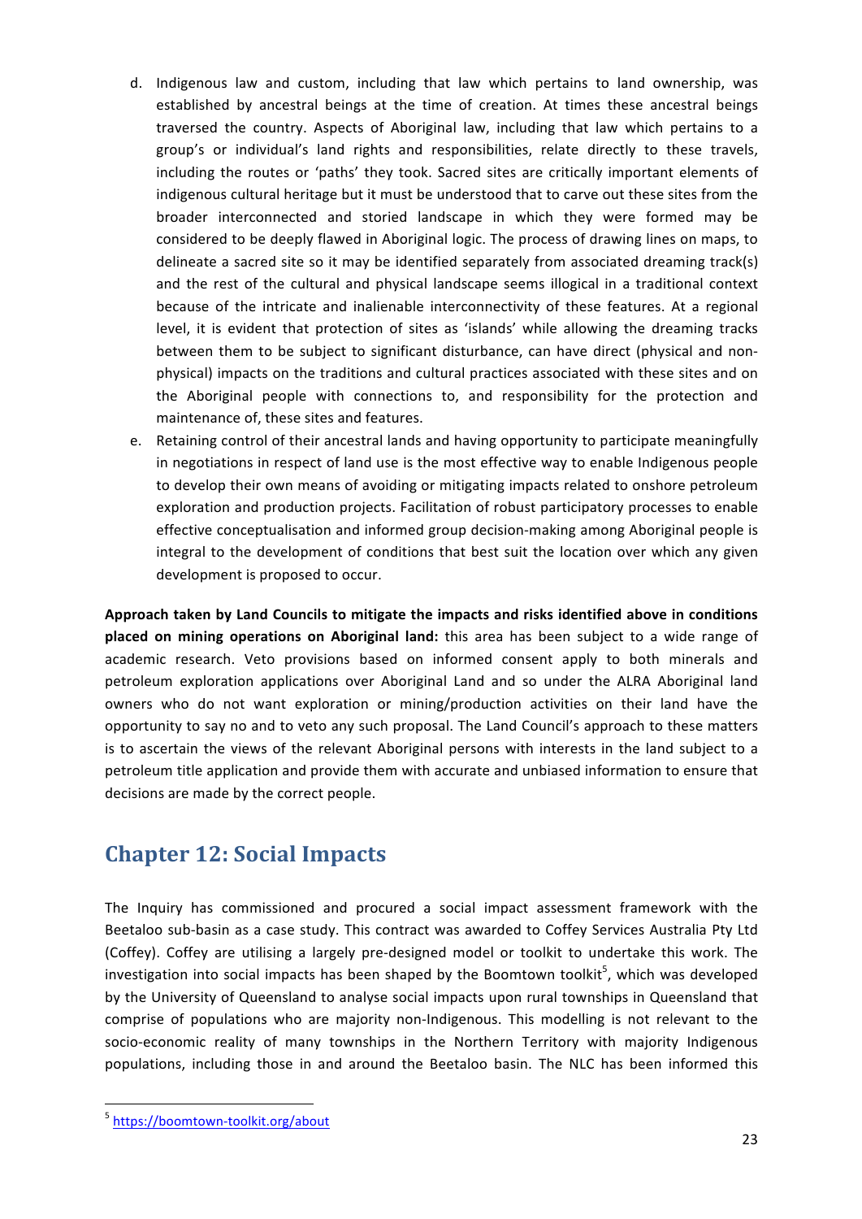d. Indigenous law and custom, including that law which pertains to land ownership, was established by ancestral beings at the time of creation. At times these ancestral beings traversed the country. Aspects of Aboriginal law, including that law which pertains to a group's or individual's land rights and responsibilities, relate directly to these travels, including the routes or 'paths' they took. Sacred sites are critically important elements of indigenous cultural heritage but it must be understood that to carve out these sites from the broader interconnected and storied landscape in which they were formed may be considered to be deeply flawed in Aboriginal logic. The process of drawing lines on maps, to delineate a sacred site so it may be identified separately from associated dreaming track(s) and the rest of the cultural and physical landscape seems illogical in a traditional context because of the intricate and inalienable interconnectivity of these features. At a regional level, it is evident that protection of sites as 'islands' while allowing the dreaming tracks between them to be subject to significant disturbance, can have direct (physical and non-physical) impacts on the traditions and cultural practices associated with these sites and on the Aboriginal people with connections to, and responsibility for the protection and maintenance of, these sites and features.

e. Retaining control of their ancestral lands and having opportunity to participate meaningfully in negotiations in respect of land use is the most effective way to enable Indigenous people to develop their own means of avoiding or mitigating impacts related to onshore petroleum exploration and production projects. Facilitation of robust participatory processes to enable effective conceptualisation and informed group decision-making among Aboriginal people is integral to the development of conditions that best suit the location over which any given development is proposed to occur.

**Approach taken by Land Councils to mitigate the impacts and risks identified above in conditions placed on mining operations on Aboriginal land:** this area has been subject to a wide range of academic research. Veto provisions based on informed consent apply to both minerals and petroleum exploration applications over Aboriginal Land and so under the ALRA Aboriginal land owners who do not want exploration or mining/production activities on their land have the opportunity to say no and to veto any such proposal. The Land Council's approach to these matters is to ascertain the views of the relevant Aboriginal persons with interests in the land subject to a petroleum title application and provide them with accurate and unbiased information to ensure that decisions are made by the correct people.

## Chapter 12: Social Impacts

The Inquiry has commissioned and procured a social impact assessment framework with the Beetaloo sub-basin as a case study. This contract was awarded to Coffey Services Australia Pty Ltd (Coffey). Coffey are utilising a largely pre-designed model or toolkit to undertake this work. The investigation into social impacts has been shaped by the Boomtown toolkit[5], which was developed by the University of Queensland to analyse social impacts upon rural townships in Queensland that comprise of populations who are majority non-Indigenous. This modelling is not relevant to the socio-economic reality of many townships in the Northern Territory with majority Indigenous populations, including those in and around the Beetaloo basin. The NLC has been informed this

[5] https://boomtown-toolkit.org/about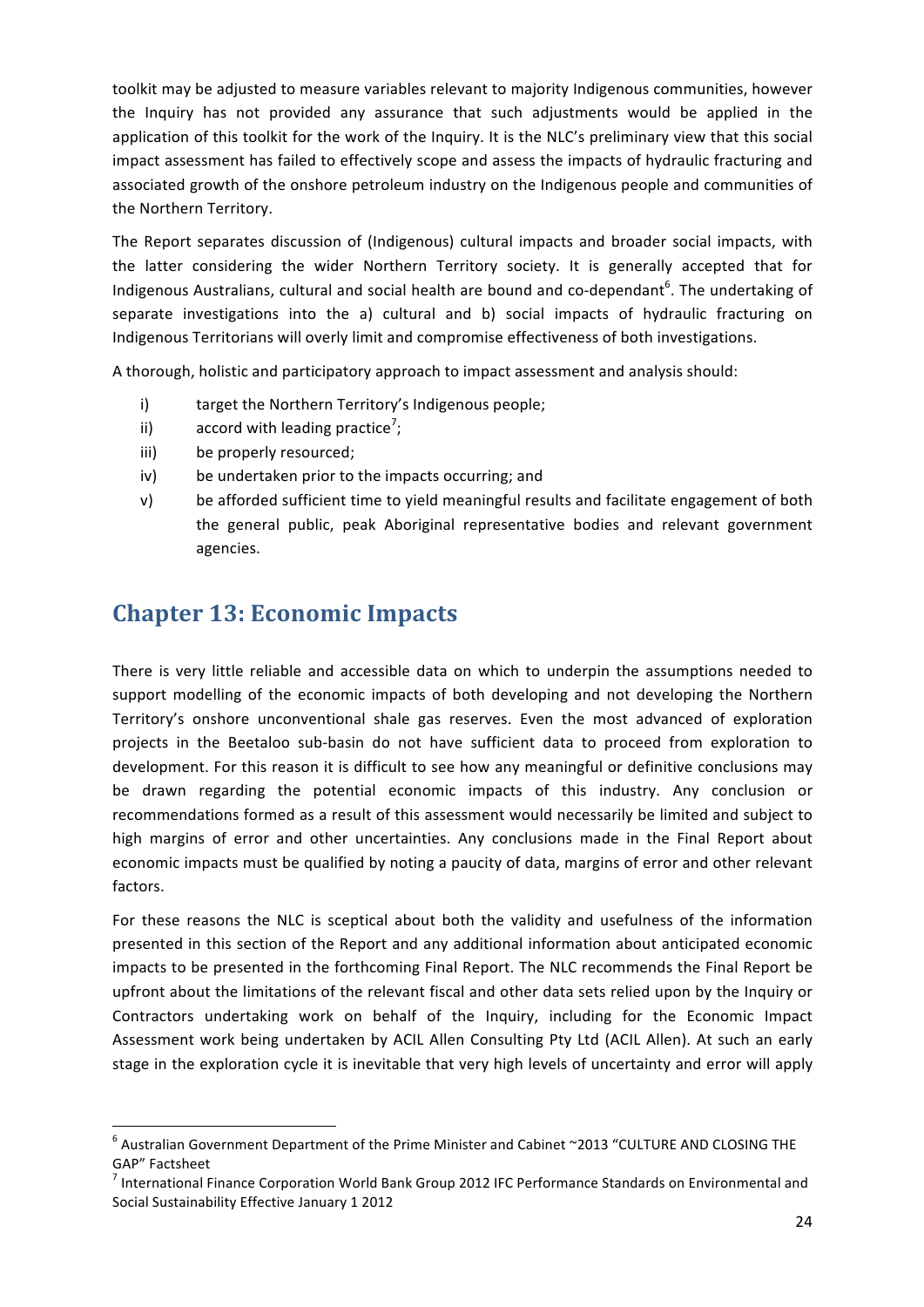toolkit may be adjusted to measure variables relevant to majority Indigenous communities, however the Inquiry has not provided any assurance that such adjustments would be applied in the application of this toolkit for the work of the Inquiry. It is the NLC's preliminary view that this social impact assessment has failed to effectively scope and assess the impacts of hydraulic fracturing and associated growth of the onshore petroleum industry on the Indigenous people and communities of the Northern Territory.

The Report separates discussion of (Indigenous) cultural impacts and broader social impacts, with the latter considering the wider Northern Territory society. It is generally accepted that for Indigenous Australians, cultural and social health are bound and co-dependant[6]. The undertaking of separate investigations into the a) cultural and b) social impacts of hydraulic fracturing on Indigenous Territorians will overly limit and compromise effectiveness of both investigations.

A thorough, holistic and participatory approach to impact assessment and analysis should:

i) target the Northern Territory's Indigenous people;

ii) accord with leading practice[7];

iii) be properly resourced;

iv) be undertaken prior to the impacts occurring; and

v) be afforded sufficient time to yield meaningful results and facilitate engagement of both the general public, peak Aboriginal representative bodies and relevant government agencies.

## Chapter 13: Economic Impacts

There is very little reliable and accessible data on which to underpin the assumptions needed to support modelling of the economic impacts of both developing and not developing the Northern Territory's onshore unconventional shale gas reserves. Even the most advanced of exploration projects in the Beetaloo sub-basin do not have sufficient data to proceed from exploration to development. For this reason it is difficult to see how any meaningful or definitive conclusions may be drawn regarding the potential economic impacts of this industry. Any conclusion or recommendations formed as a result of this assessment would necessarily be limited and subject to high margins of error and other uncertainties. Any conclusions made in the Final Report about economic impacts must be qualified by noting a paucity of data, margins of error and other relevant factors.

For these reasons the NLC is sceptical about both the validity and usefulness of the information presented in this section of the Report and any additional information about anticipated economic impacts to be presented in the forthcoming Final Report. The NLC recommends the Final Report be upfront about the limitations of the relevant fiscal and other data sets relied upon by the Inquiry or Contractors undertaking work on behalf of the Inquiry, including for the Economic Impact Assessment work being undertaken by ACIL Allen Consulting Pty Ltd (ACIL Allen). At such an early stage in the exploration cycle it is inevitable that very high levels of uncertainty and error will apply

[6] Australian Government Department of the Prime Minister and Cabinet ~2013 "CULTURE AND CLOSING THE GAP" Factsheet

[7] International Finance Corporation World Bank Group 2012 IFC Performance Standards on Environmental and Social Sustainability Effective January 1 2012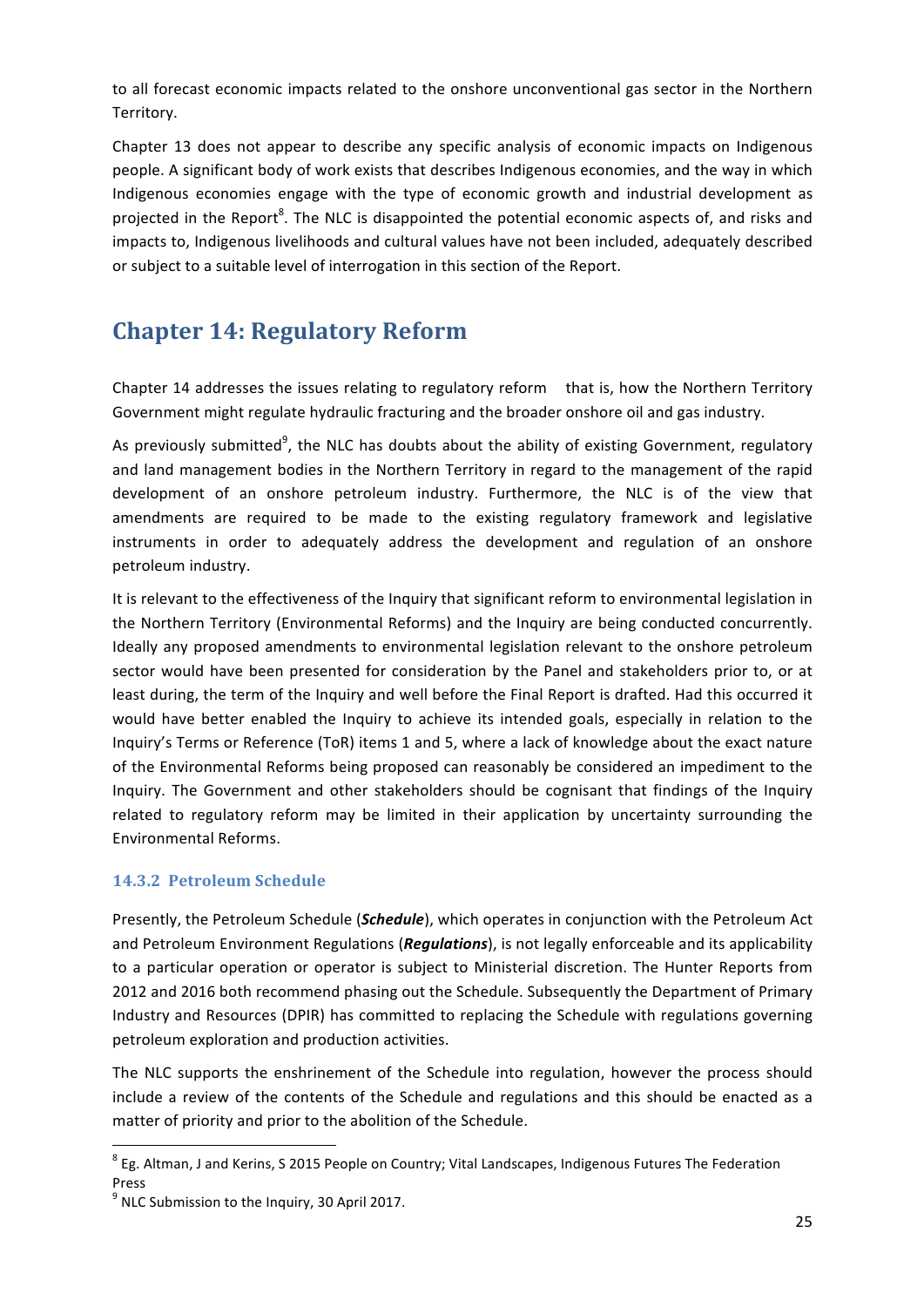to all forecast economic impacts related to the onshore unconventional gas sector in the Northern Territory.

Chapter 13 does not appear to describe any specific analysis of economic impacts on Indigenous people. A significant body of work exists that describes Indigenous economies, and the way in which Indigenous economies engage with the type of economic growth and industrial development as projected in the Report[8]. The NLC is disappointed the potential economic aspects of, and risks and impacts to, Indigenous livelihoods and cultural values have not been included, adequately described or subject to a suitable level of interrogation in this section of the Report.

## Chapter 14: Regulatory Reform

Chapter 14 addresses the issues relating to regulatory reform that is, how the Northern Territory Government might regulate hydraulic fracturing and the broader onshore oil and gas industry.

As previously submitted[9], the NLC has doubts about the ability of existing Government, regulatory and land management bodies in the Northern Territory in regard to the management of the rapid development of an onshore petroleum industry. Furthermore, the NLC is of the view that amendments are required to be made to the existing regulatory framework and legislative instruments in order to adequately address the development and regulation of an onshore petroleum industry.

It is relevant to the effectiveness of the Inquiry that significant reform to environmental legislation in the Northern Territory (Environmental Reforms) and the Inquiry are being conducted concurrently. Ideally any proposed amendments to environmental legislation relevant to the onshore petroleum sector would have been presented for consideration by the Panel and stakeholders prior to, or at least during, the term of the Inquiry and well before the Final Report is drafted. Had this occurred it would have better enabled the Inquiry to achieve its intended goals, especially in relation to the Inquiry's Terms or Reference (ToR) items 1 and 5, where a lack of knowledge about the exact nature of the Environmental Reforms being proposed can reasonably be considered an impediment to the Inquiry. The Government and other stakeholders should be cognisant that findings of the Inquiry related to regulatory reform may be limited in their application by uncertainty surrounding the Environmental Reforms.

### 14.3.2 Petroleum Schedule

Presently, the Petroleum Schedule (***Schedule***), which operates in conjunction with the Petroleum Act and Petroleum Environment Regulations (***Regulations***), is not legally enforceable and its applicability to a particular operation or operator is subject to Ministerial discretion. The Hunter Reports from 2012 and 2016 both recommend phasing out the Schedule. Subsequently the Department of Primary Industry and Resources (DPIR) has committed to replacing the Schedule with regulations governing petroleum exploration and production activities.

The NLC supports the enshrinement of the Schedule into regulation, however the process should include a review of the contents of the Schedule and regulations and this should be enacted as a matter of priority and prior to the abolition of the Schedule.

[8] Eg. Altman, J and Kerins, S 2015 People on Country; Vital Landscapes, Indigenous Futures The Federation Press

[9] NLC Submission to the Inquiry, 30 April 2017.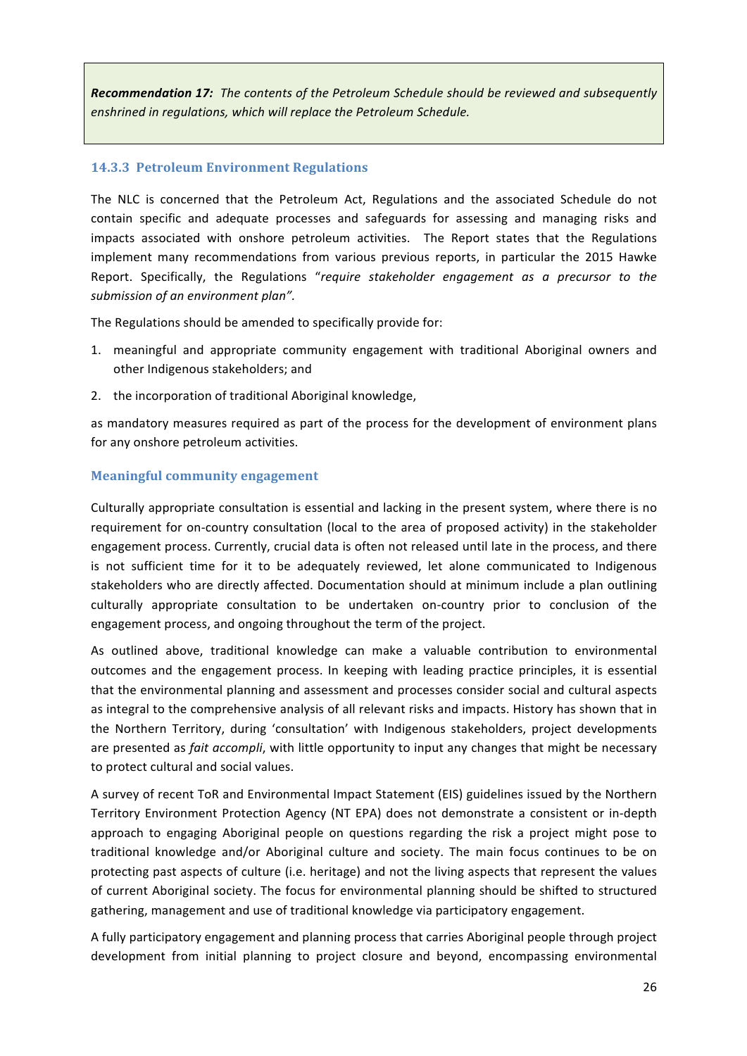> ***Recommendation 17:*** *The contents of the Petroleum Schedule should be reviewed and subsequently enshrined in regulations, which will replace the Petroleum Schedule.*

### 14.3.3 Petroleum Environment Regulations

The NLC is concerned that the Petroleum Act, Regulations and the associated Schedule do not contain specific and adequate processes and safeguards for assessing and managing risks and impacts associated with onshore petroleum activities. The Report states that the Regulations implement many recommendations from various previous reports, in particular the 2015 Hawke Report. Specifically, the Regulations "*require stakeholder engagement as a precursor to the submission of an environment plan".*

The Regulations should be amended to specifically provide for:

1. meaningful and appropriate community engagement with traditional Aboriginal owners and other Indigenous stakeholders; and
2. the incorporation of traditional Aboriginal knowledge,

as mandatory measures required as part of the process for the development of environment plans for any onshore petroleum activities.

#### Meaningful community engagement

Culturally appropriate consultation is essential and lacking in the present system, where there is no requirement for on-country consultation (local to the area of proposed activity) in the stakeholder engagement process. Currently, crucial data is often not released until late in the process, and there is not sufficient time for it to be adequately reviewed, let alone communicated to Indigenous stakeholders who are directly affected. Documentation should at minimum include a plan outlining culturally appropriate consultation to be undertaken on-country prior to conclusion of the engagement process, and ongoing throughout the term of the project.

As outlined above, traditional knowledge can make a valuable contribution to environmental outcomes and the engagement process. In keeping with leading practice principles, it is essential that the environmental planning and assessment and processes consider social and cultural aspects as integral to the comprehensive analysis of all relevant risks and impacts. History has shown that in the Northern Territory, during 'consultation' with Indigenous stakeholders, project developments are presented as *fait accompli*, with little opportunity to input any changes that might be necessary to protect cultural and social values.

A survey of recent ToR and Environmental Impact Statement (EIS) guidelines issued by the Northern Territory Environment Protection Agency (NT EPA) does not demonstrate a consistent or in-depth approach to engaging Aboriginal people on questions regarding the risk a project might pose to traditional knowledge and/or Aboriginal culture and society. The main focus continues to be on protecting past aspects of culture (i.e. heritage) and not the living aspects that represent the values of current Aboriginal society. The focus for environmental planning should be shifted to structured gathering, management and use of traditional knowledge via participatory engagement.

A fully participatory engagement and planning process that carries Aboriginal people through project development from initial planning to project closure and beyond, encompassing environmental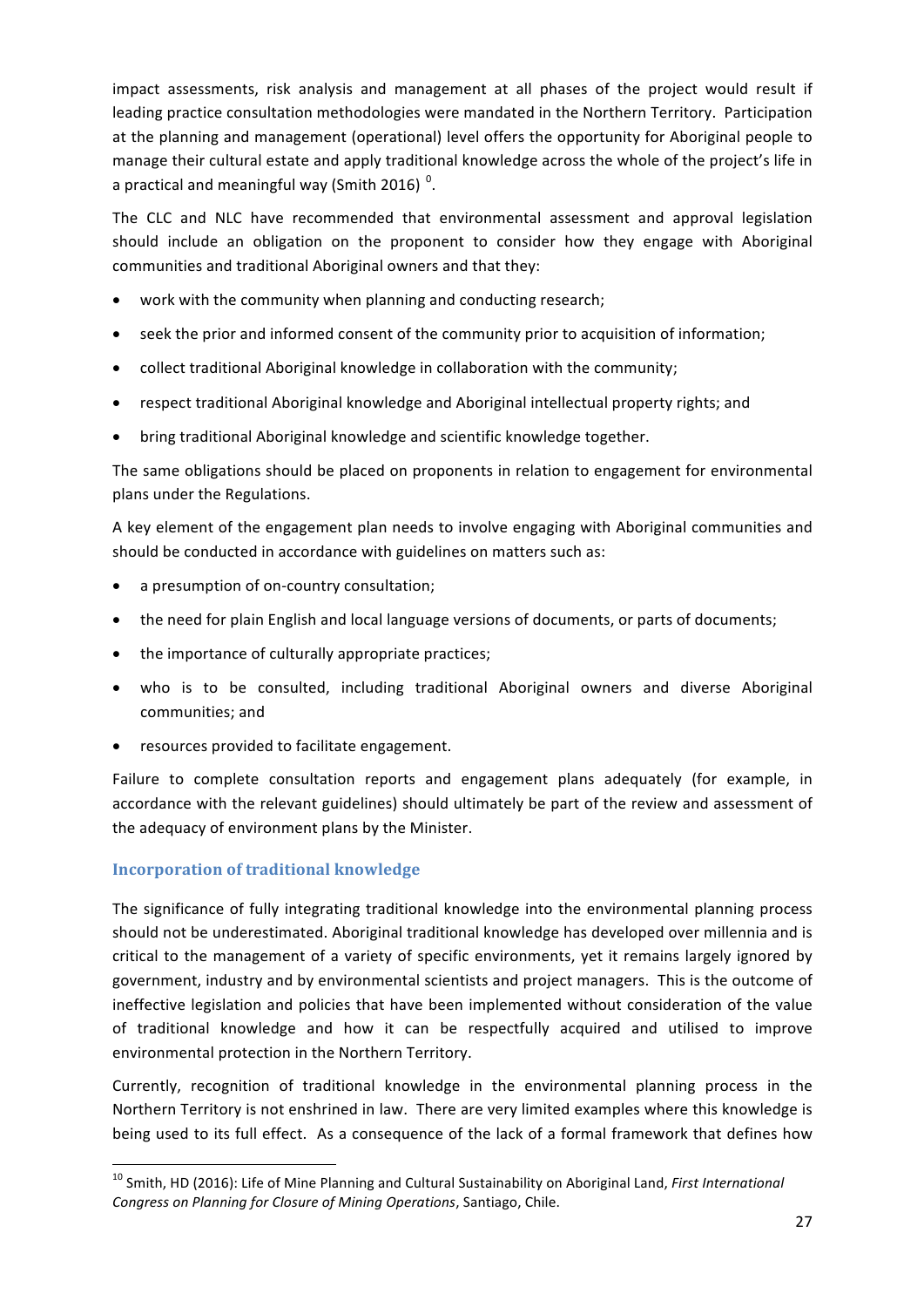impact assessments, risk analysis and management at all phases of the project would result if leading practice consultation methodologies were mandated in the Northern Territory. Participation at the planning and management (operational) level offers the opportunity for Aboriginal people to manage their cultural estate and apply traditional knowledge across the whole of the project's life in a practical and meaningful way (Smith 2016) [0].

The CLC and NLC have recommended that environmental assessment and approval legislation should include an obligation on the proponent to consider how they engage with Aboriginal communities and traditional Aboriginal owners and that they:

- work with the community when planning and conducting research;
- seek the prior and informed consent of the community prior to acquisition of information;
- collect traditional Aboriginal knowledge in collaboration with the community;
- respect traditional Aboriginal knowledge and Aboriginal intellectual property rights; and
- bring traditional Aboriginal knowledge and scientific knowledge together.

The same obligations should be placed on proponents in relation to engagement for environmental plans under the Regulations.

A key element of the engagement plan needs to involve engaging with Aboriginal communities and should be conducted in accordance with guidelines on matters such as:

- a presumption of on-country consultation;
- the need for plain English and local language versions of documents, or parts of documents;
- the importance of culturally appropriate practices;
- who is to be consulted, including traditional Aboriginal owners and diverse Aboriginal communities; and
- resources provided to facilitate engagement.

Failure to complete consultation reports and engagement plans adequately (for example, in accordance with the relevant guidelines) should ultimately be part of the review and assessment of the adequacy of environment plans by the Minister.

### Incorporation of traditional knowledge

The significance of fully integrating traditional knowledge into the environmental planning process should not be underestimated. Aboriginal traditional knowledge has developed over millennia and is critical to the management of a variety of specific environments, yet it remains largely ignored by government, industry and by environmental scientists and project managers. This is the outcome of ineffective legislation and policies that have been implemented without consideration of the value of traditional knowledge and how it can be respectfully acquired and utilised to improve environmental protection in the Northern Territory.

Currently, recognition of traditional knowledge in the environmental planning process in the Northern Territory is not enshrined in law. There are very limited examples where this knowledge is being used to its full effect. As a consequence of the lack of a formal framework that defines how

[10] Smith, HD (2016): Life of Mine Planning and Cultural Sustainability on Aboriginal Land, *First International Congress on Planning for Closure of Mining Operations*, Santiago, Chile.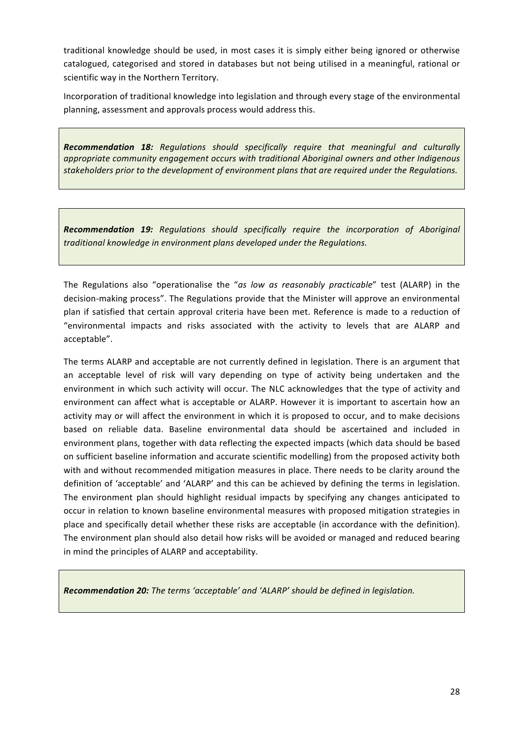traditional knowledge should be used, in most cases it is simply either being ignored or otherwise catalogued, categorised and stored in databases but not being utilised in a meaningful, rational or scientific way in the Northern Territory.

Incorporation of traditional knowledge into legislation and through every stage of the environmental planning, assessment and approvals process would address this.

> ***Recommendation 18:*** *Regulations should specifically require that meaningful and culturally appropriate community engagement occurs with traditional Aboriginal owners and other Indigenous stakeholders prior to the development of environment plans that are required under the Regulations.*

> ***Recommendation 19:*** *Regulations should specifically require the incorporation of Aboriginal traditional knowledge in environment plans developed under the Regulations.*

The Regulations also "operationalise the "*as low as reasonably practicable*" test (ALARP) in the decision-making process". The Regulations provide that the Minister will approve an environmental plan if satisfied that certain approval criteria have been met. Reference is made to a reduction of "environmental impacts and risks associated with the activity to levels that are ALARP and acceptable".

The terms ALARP and acceptable are not currently defined in legislation. There is an argument that an acceptable level of risk will vary depending on type of activity being undertaken and the environment in which such activity will occur. The NLC acknowledges that the type of activity and environment can affect what is acceptable or ALARP. However it is important to ascertain how an activity may or will affect the environment in which it is proposed to occur, and to make decisions based on reliable data. Baseline environmental data should be ascertained and included in environment plans, together with data reflecting the expected impacts (which data should be based on sufficient baseline information and accurate scientific modelling) from the proposed activity both with and without recommended mitigation measures in place. There needs to be clarity around the definition of 'acceptable' and 'ALARP' and this can be achieved by defining the terms in legislation. The environment plan should highlight residual impacts by specifying any changes anticipated to occur in relation to known baseline environmental measures with proposed mitigation strategies in place and specifically detail whether these risks are acceptable (in accordance with the definition). The environment plan should also detail how risks will be avoided or managed and reduced bearing in mind the principles of ALARP and acceptability.

> ***Recommendation 20:*** *The terms 'acceptable' and 'ALARP' should be defined in legislation.*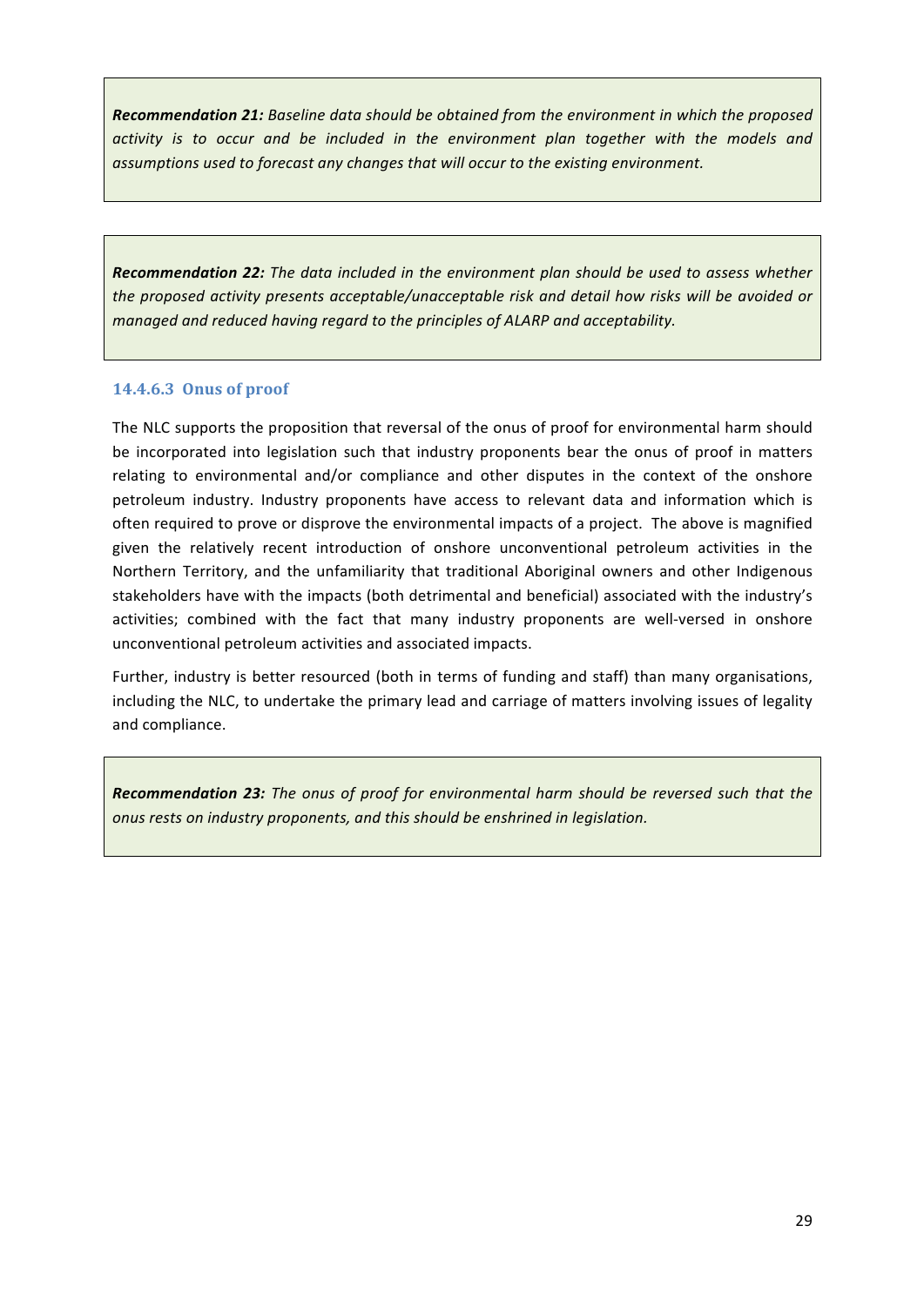> ***Recommendation 21:*** *Baseline data should be obtained from the environment in which the proposed activity is to occur and be included in the environment plan together with the models and assumptions used to forecast any changes that will occur to the existing environment.*

> ***Recommendation 22:*** *The data included in the environment plan should be used to assess whether the proposed activity presents acceptable/unacceptable risk and detail how risks will be avoided or managed and reduced having regard to the principles of ALARP and acceptability.*

#### 14.4.6.3 Onus of proof

The NLC supports the proposition that reversal of the onus of proof for environmental harm should be incorporated into legislation such that industry proponents bear the onus of proof in matters relating to environmental and/or compliance and other disputes in the context of the onshore petroleum industry. Industry proponents have access to relevant data and information which is often required to prove or disprove the environmental impacts of a project. The above is magnified given the relatively recent introduction of onshore unconventional petroleum activities in the Northern Territory, and the unfamiliarity that traditional Aboriginal owners and other Indigenous stakeholders have with the impacts (both detrimental and beneficial) associated with the industry's activities; combined with the fact that many industry proponents are well-versed in onshore unconventional petroleum activities and associated impacts.

Further, industry is better resourced (both in terms of funding and staff) than many organisations, including the NLC, to undertake the primary lead and carriage of matters involving issues of legality and compliance.

> ***Recommendation 23:*** *The onus of proof for environmental harm should be reversed such that the onus rests on industry proponents, and this should be enshrined in legislation.*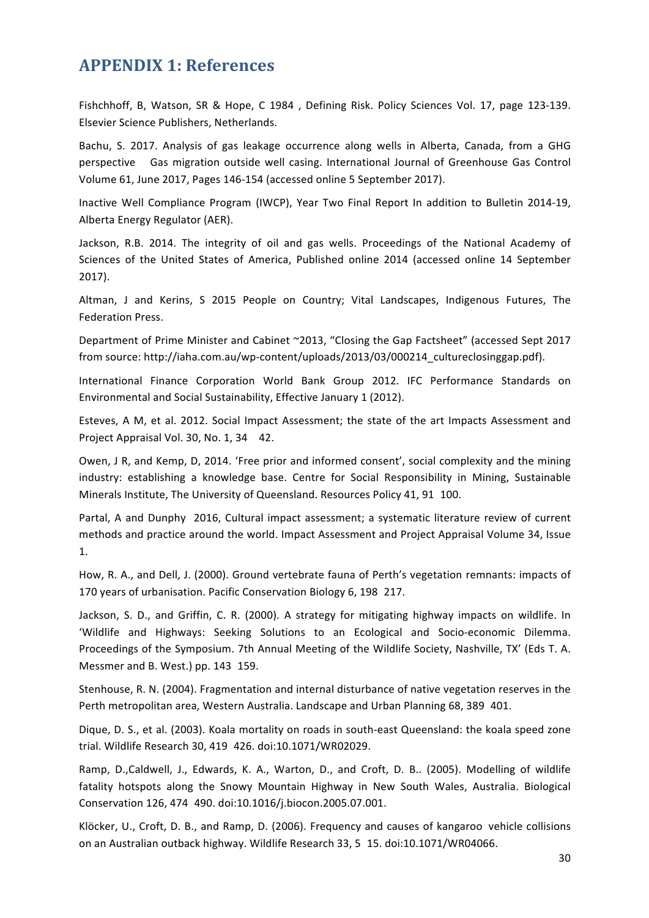# APPENDIX 1: References

Fishchhoff, B, Watson, SR & Hope, C 1984 , Defining Risk. Policy Sciences Vol. 17, page 123-139. Elsevier Science Publishers, Netherlands.

Bachu, S. 2017. Analysis of gas leakage occurrence along wells in Alberta, Canada, from a GHG perspective Gas migration outside well casing. International Journal of Greenhouse Gas Control Volume 61, June 2017, Pages 146-154 (accessed online 5 September 2017).

Inactive Well Compliance Program (IWCP), Year Two Final Report In addition to Bulletin 2014-19, Alberta Energy Regulator (AER).

Jackson, R.B. 2014. The integrity of oil and gas wells. Proceedings of the National Academy of Sciences of the United States of America, Published online 2014 (accessed online 14 September 2017).

Altman, J and Kerins, S 2015 People on Country; Vital Landscapes, Indigenous Futures, The Federation Press.

Department of Prime Minister and Cabinet ~2013, "Closing the Gap Factsheet" (accessed Sept 2017 from source: http://iaha.com.au/wp-content/uploads/2013/03/000214_cultureclosinggap.pdf).

International Finance Corporation World Bank Group 2012. IFC Performance Standards on Environmental and Social Sustainability, Effective January 1 (2012).

Esteves, A M, et al. 2012. Social Impact Assessment; the state of the art Impacts Assessment and Project Appraisal Vol. 30, No. 1, 34 42.

Owen, J R, and Kemp, D, 2014. 'Free prior and informed consent', social complexity and the mining industry: establishing a knowledge base. Centre for Social Responsibility in Mining, Sustainable Minerals Institute, The University of Queensland. Resources Policy 41, 91 100.

Partal, A and Dunphy 2016, Cultural impact assessment; a systematic literature review of current methods and practice around the world. Impact Assessment and Project Appraisal Volume 34, Issue 1.

How, R. A., and Dell, J. (2000). Ground vertebrate fauna of Perth's vegetation remnants: impacts of 170 years of urbanisation. Pacific Conservation Biology 6, 198 217.

Jackson, S. D., and Griffin, C. R. (2000). A strategy for mitigating highway impacts on wildlife. In 'Wildlife and Highways: Seeking Solutions to an Ecological and Socio-economic Dilemma. Proceedings of the Symposium. 7th Annual Meeting of the Wildlife Society, Nashville, TX' (Eds T. A. Messmer and B. West.) pp. 143 159.

Stenhouse, R. N. (2004). Fragmentation and internal disturbance of native vegetation reserves in the Perth metropolitan area, Western Australia. Landscape and Urban Planning 68, 389 401.

Dique, D. S., et al. (2003). Koala mortality on roads in south-east Queensland: the koala speed zone trial. Wildlife Research 30, 419 426. doi:10.1071/WR02029.

Ramp, D.,Caldwell, J., Edwards, K. A., Warton, D., and Croft, D. B.. (2005). Modelling of wildlife fatality hotspots along the Snowy Mountain Highway in New South Wales, Australia. Biological Conservation 126, 474 490. doi:10.1016/j.biocon.2005.07.001.

Klöcker, U., Croft, D. B., and Ramp, D. (2006). Frequency and causes of kangaroo vehicle collisions on an Australian outback highway. Wildlife Research 33, 5 15. doi:10.1071/WR04066.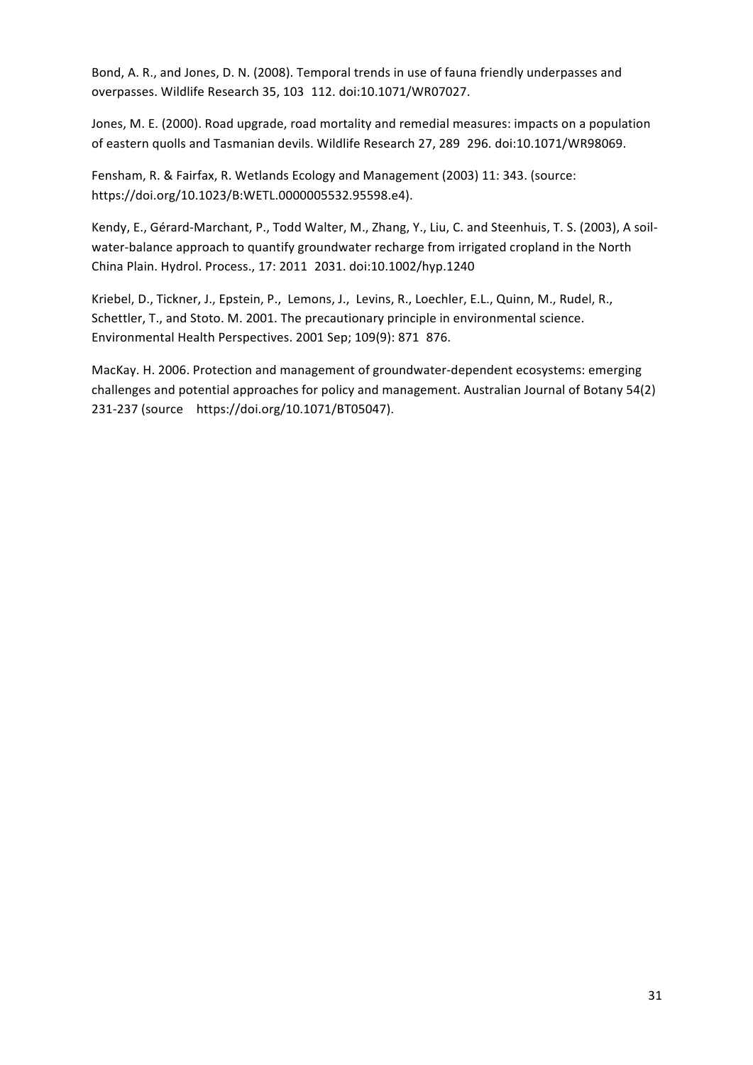Bond, A. R., and Jones, D. N. (2008). Temporal trends in use of fauna friendly underpasses and overpasses. Wildlife Research 35, 103 112. doi:10.1071/WR07027.

Jones, M. E. (2000). Road upgrade, road mortality and remedial measures: impacts on a population of eastern quolls and Tasmanian devils. Wildlife Research 27, 289 296. doi:10.1071/WR98069.

Fensham, R. & Fairfax, R. Wetlands Ecology and Management (2003) 11: 343. (source: https://doi.org/10.1023/B:WETL.0000005532.95598.e4).

Kendy, E., Gérard-Marchant, P., Todd Walter, M., Zhang, Y., Liu, C. and Steenhuis, T. S. (2003), A soil-water-balance approach to quantify groundwater recharge from irrigated cropland in the North China Plain. Hydrol. Process., 17: 2011 2031. doi:10.1002/hyp.1240

Kriebel, D., Tickner, J., Epstein, P., Lemons, J., Levins, R., Loechler, E.L., Quinn, M., Rudel, R., Schettler, T., and Stoto. M. 2001. The precautionary principle in environmental science. Environmental Health Perspectives. 2001 Sep; 109(9): 871 876.

MacKay. H. 2006. Protection and management of groundwater-dependent ecosystems: emerging challenges and potential approaches for policy and management. Australian Journal of Botany 54(2) 231-237 (source https://doi.org/10.1071/BT05047).